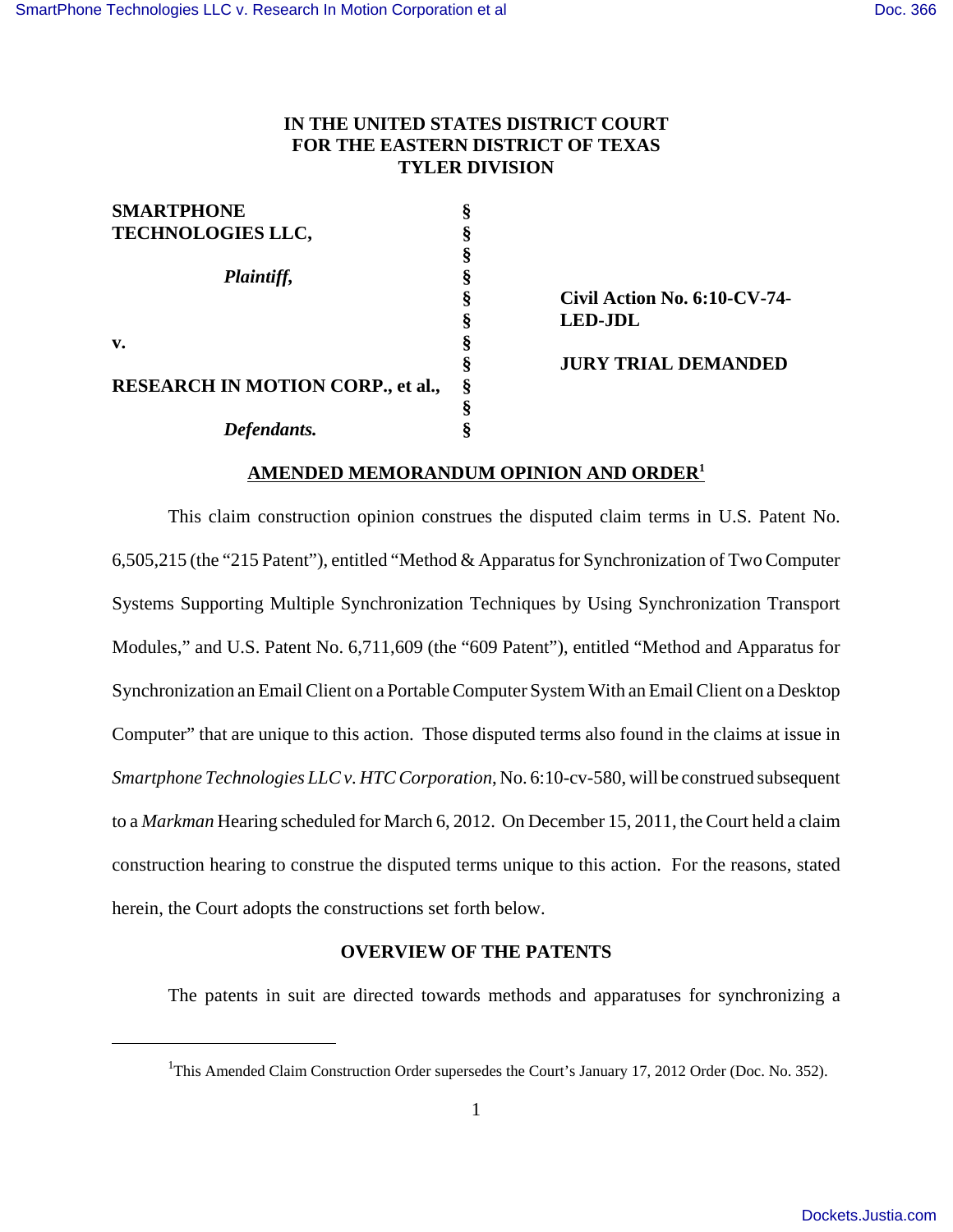# IN THE UNITED STATES DISTRICT COURT
# FOR THE EASTERN DISTRICT OF TEXAS
# TYLER DIVISION

| | | |
|---|---|---|
| **SMARTPHONE TECHNOLOGIES LLC,** | § | |
| | § | |
| ***Plaintiff,*** | § | |
| | § | **Civil Action No. 6:10-CV-74-LED-JDL** |
| **v.** | § | |
| | § | **JURY TRIAL DEMANDED** |
| **RESEARCH IN MOTION CORP., et al.,** | § | |
| | § | |
| ***Defendants.*** | § | |

## AMENDED MEMORANDUM OPINION AND ORDER[1]

This claim construction opinion construes the disputed claim terms in U.S. Patent No. 6,505,215 (the "215 Patent"), entitled "Method & Apparatus for Synchronization of Two Computer Systems Supporting Multiple Synchronization Techniques by Using Synchronization Transport Modules," and U.S. Patent No. 6,711,609 (the "609 Patent"), entitled "Method and Apparatus for Synchronization an Email Client on a Portable Computer System With an Email Client on a Desktop Computer" that are unique to this action. Those disputed terms also found in the claims at issue in *Smartphone Technologies LLC v. HTC Corporation*, No. 6:10-cv-580, will be construed subsequent to a *Markman* Hearing scheduled for March 6, 2012. On December 15, 2011, the Court held a claim construction hearing to construe the disputed terms unique to this action. For the reasons, stated herein, the Court adopts the constructions set forth below.

### OVERVIEW OF THE PATENTS

The patents in suit are directed towards methods and apparatuses for synchronizing a

[1] This Amended Claim Construction Order supersedes the Court's January 17, 2012 Order (Doc. No. 352).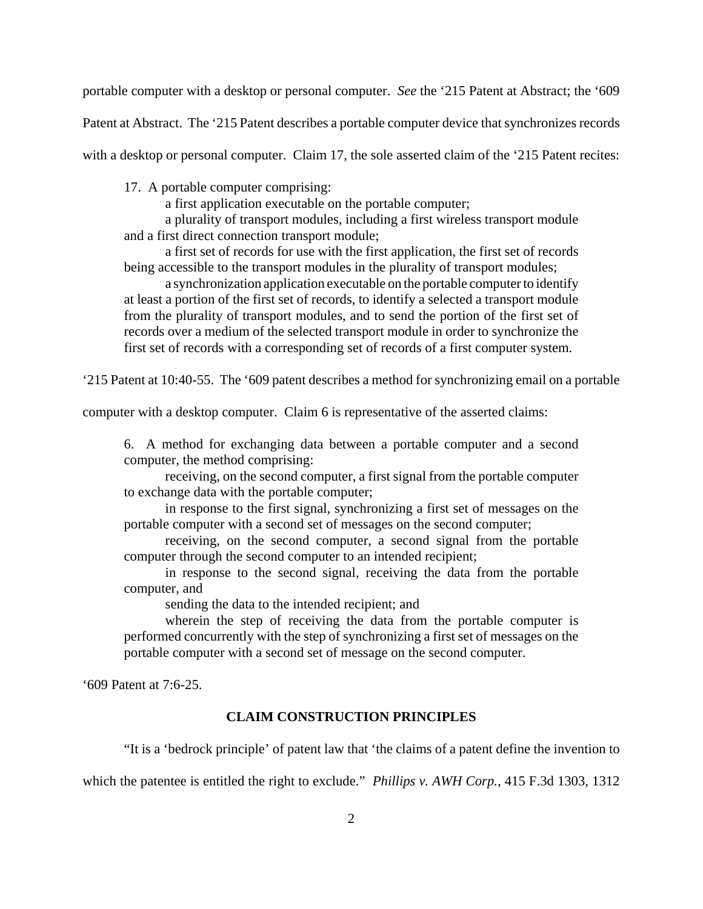portable computer with a desktop or personal computer. *See* the '215 Patent at Abstract; the '609 Patent at Abstract. The '215 Patent describes a portable computer device that synchronizes records with a desktop or personal computer. Claim 17, the sole asserted claim of the '215 Patent recites:

> 17. A portable computer comprising:
>
> a first application executable on the portable computer;
>
> a plurality of transport modules, including a first wireless transport module and a first direct connection transport module;
>
> a first set of records for use with the first application, the first set of records being accessible to the transport modules in the plurality of transport modules;
>
> a synchronization application executable on the portable computer to identify at least a portion of the first set of records, to identify a selected a transport module from the plurality of transport modules, and to send the portion of the first set of records over a medium of the selected transport module in order to synchronize the first set of records with a corresponding set of records of a first computer system.

'215 Patent at 10:40-55. The '609 patent describes a method for synchronizing email on a portable computer with a desktop computer. Claim 6 is representative of the asserted claims:

> 6. A method for exchanging data between a portable computer and a second computer, the method comprising:
>
> receiving, on the second computer, a first signal from the portable computer to exchange data with the portable computer;
>
> in response to the first signal, synchronizing a first set of messages on the portable computer with a second set of messages on the second computer;
>
> receiving, on the second computer, a second signal from the portable computer through the second computer to an intended recipient;
>
> in response to the second signal, receiving the data from the portable computer, and
>
> sending the data to the intended recipient; and
>
> wherein the step of receiving the data from the portable computer is performed concurrently with the step of synchronizing a first set of messages on the portable computer with a second set of message on the second computer.

'609 Patent at 7:6-25.

## CLAIM CONSTRUCTION PRINCIPLES

"It is a 'bedrock principle' of patent law that 'the claims of a patent define the invention to which the patentee is entitled the right to exclude." *Phillips v. AWH Corp.*, 415 F.3d 1303, 1312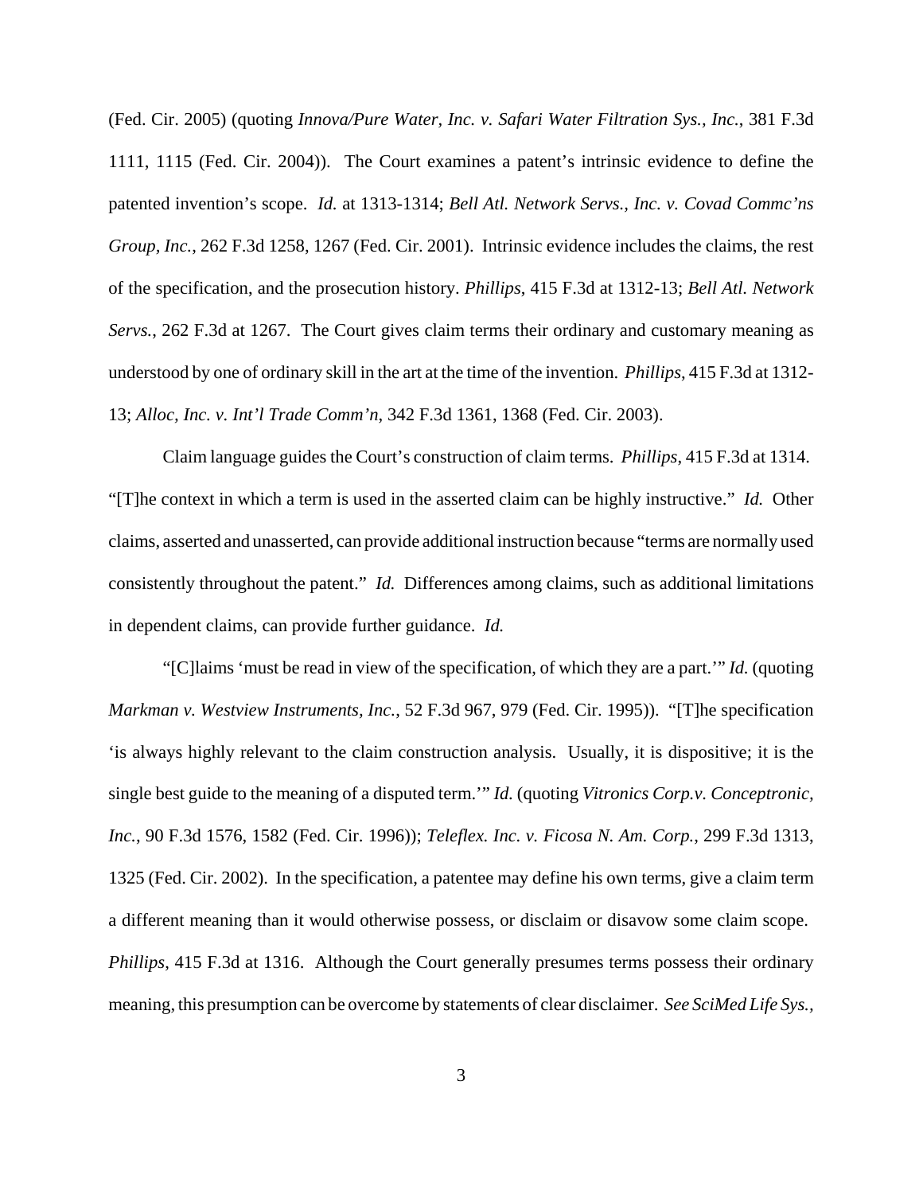(Fed. Cir. 2005) (quoting *Innova/Pure Water, Inc. v. Safari Water Filtration Sys., Inc.*, 381 F.3d 1111, 1115 (Fed. Cir. 2004)). The Court examines a patent's intrinsic evidence to define the patented invention's scope. *Id.* at 1313-1314; *Bell Atl. Network Servs., Inc. v. Covad Commc'ns Group, Inc.*, 262 F.3d 1258, 1267 (Fed. Cir. 2001). Intrinsic evidence includes the claims, the rest of the specification, and the prosecution history. *Phillips*, 415 F.3d at 1312-13; *Bell Atl. Network Servs.*, 262 F.3d at 1267. The Court gives claim terms their ordinary and customary meaning as understood by one of ordinary skill in the art at the time of the invention. *Phillips*, 415 F.3d at 1312-13; *Alloc, Inc. v. Int'l Trade Comm'n*, 342 F.3d 1361, 1368 (Fed. Cir. 2003).

Claim language guides the Court's construction of claim terms. *Phillips*, 415 F.3d at 1314. "[T]he context in which a term is used in the asserted claim can be highly instructive." *Id.* Other claims, asserted and unasserted, can provide additional instruction because "terms are normally used consistently throughout the patent." *Id.* Differences among claims, such as additional limitations in dependent claims, can provide further guidance. *Id.*

"[C]laims 'must be read in view of the specification, of which they are a part.'" *Id.* (quoting *Markman v. Westview Instruments, Inc.*, 52 F.3d 967, 979 (Fed. Cir. 1995)). "[T]he specification 'is always highly relevant to the claim construction analysis. Usually, it is dispositive; it is the single best guide to the meaning of a disputed term.'" *Id.* (quoting *Vitronics Corp.v. Conceptronic, Inc.*, 90 F.3d 1576, 1582 (Fed. Cir. 1996)); *Teleflex. Inc. v. Ficosa N. Am. Corp.*, 299 F.3d 1313, 1325 (Fed. Cir. 2002). In the specification, a patentee may define his own terms, give a claim term a different meaning than it would otherwise possess, or disclaim or disavow some claim scope. *Phillips*, 415 F.3d at 1316. Although the Court generally presumes terms possess their ordinary meaning, this presumption can be overcome by statements of clear disclaimer. *See SciMed Life Sys.,*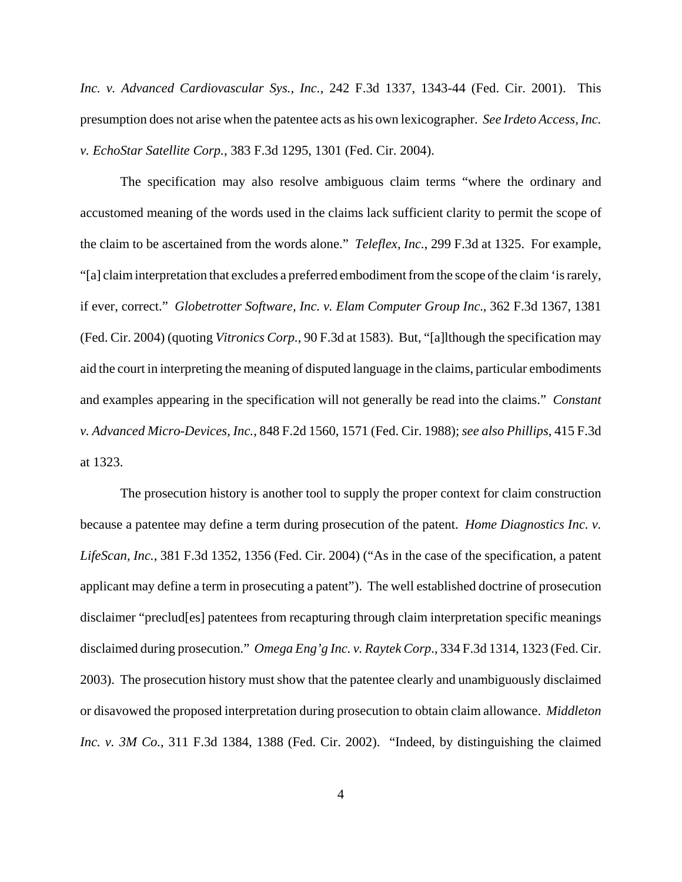*Inc. v. Advanced Cardiovascular Sys., Inc.*, 242 F.3d 1337, 1343-44 (Fed. Cir. 2001). This presumption does not arise when the patentee acts as his own lexicographer. *See Irdeto Access, Inc. v. EchoStar Satellite Corp.*, 383 F.3d 1295, 1301 (Fed. Cir. 2004).

The specification may also resolve ambiguous claim terms "where the ordinary and accustomed meaning of the words used in the claims lack sufficient clarity to permit the scope of the claim to be ascertained from the words alone." *Teleflex, Inc.*, 299 F.3d at 1325. For example, "[a] claim interpretation that excludes a preferred embodiment from the scope of the claim 'is rarely, if ever, correct." *Globetrotter Software, Inc. v. Elam Computer Group Inc.*, 362 F.3d 1367, 1381 (Fed. Cir. 2004) (quoting *Vitronics Corp.*, 90 F.3d at 1583). But, "[a]lthough the specification may aid the court in interpreting the meaning of disputed language in the claims, particular embodiments and examples appearing in the specification will not generally be read into the claims." *Constant v. Advanced Micro-Devices, Inc.*, 848 F.2d 1560, 1571 (Fed. Cir. 1988); *see also Phillips*, 415 F.3d at 1323.

The prosecution history is another tool to supply the proper context for claim construction because a patentee may define a term during prosecution of the patent. *Home Diagnostics Inc. v. LifeScan, Inc.*, 381 F.3d 1352, 1356 (Fed. Cir. 2004) ("As in the case of the specification, a patent applicant may define a term in prosecuting a patent"). The well established doctrine of prosecution disclaimer "preclud[es] patentees from recapturing through claim interpretation specific meanings disclaimed during prosecution." *Omega Eng'g Inc. v. Raytek Corp.*, 334 F.3d 1314, 1323 (Fed. Cir. 2003). The prosecution history must show that the patentee clearly and unambiguously disclaimed or disavowed the proposed interpretation during prosecution to obtain claim allowance. *Middleton Inc. v. 3M Co.*, 311 F.3d 1384, 1388 (Fed. Cir. 2002). "Indeed, by distinguishing the claimed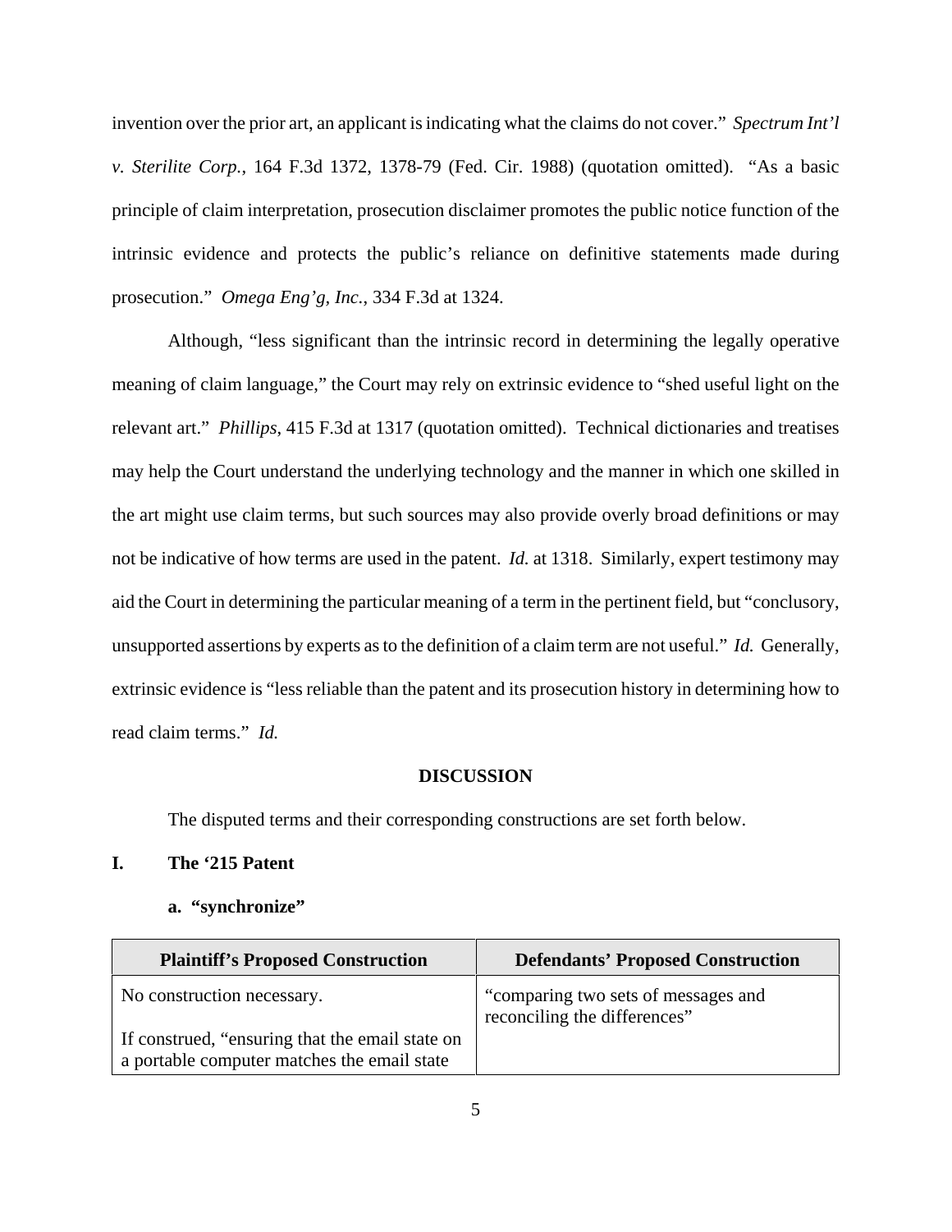invention over the prior art, an applicant is indicating what the claims do not cover." *Spectrum Int'l v. Sterilite Corp.*, 164 F.3d 1372, 1378-79 (Fed. Cir. 1988) (quotation omitted). "As a basic principle of claim interpretation, prosecution disclaimer promotes the public notice function of the intrinsic evidence and protects the public's reliance on definitive statements made during prosecution." *Omega Eng'g, Inc.*, 334 F.3d at 1324.

Although, "less significant than the intrinsic record in determining the legally operative meaning of claim language," the Court may rely on extrinsic evidence to "shed useful light on the relevant art." *Phillips*, 415 F.3d at 1317 (quotation omitted). Technical dictionaries and treatises may help the Court understand the underlying technology and the manner in which one skilled in the art might use claim terms, but such sources may also provide overly broad definitions or may not be indicative of how terms are used in the patent. *Id.* at 1318. Similarly, expert testimony may aid the Court in determining the particular meaning of a term in the pertinent field, but "conclusory, unsupported assertions by experts as to the definition of a claim term are not useful." *Id.* Generally, extrinsic evidence is "less reliable than the patent and its prosecution history in determining how to read claim terms." *Id.*

## DISCUSSION

The disputed terms and their corresponding constructions are set forth below.

### I. The '215 Patent

#### a. "synchronize"

| Plaintiff's Proposed Construction | Defendants' Proposed Construction |
|---|---|
| No construction necessary.<br><br>If construed, "ensuring that the email state on a portable computer matches the email state | "comparing two sets of messages and reconciling the differences" |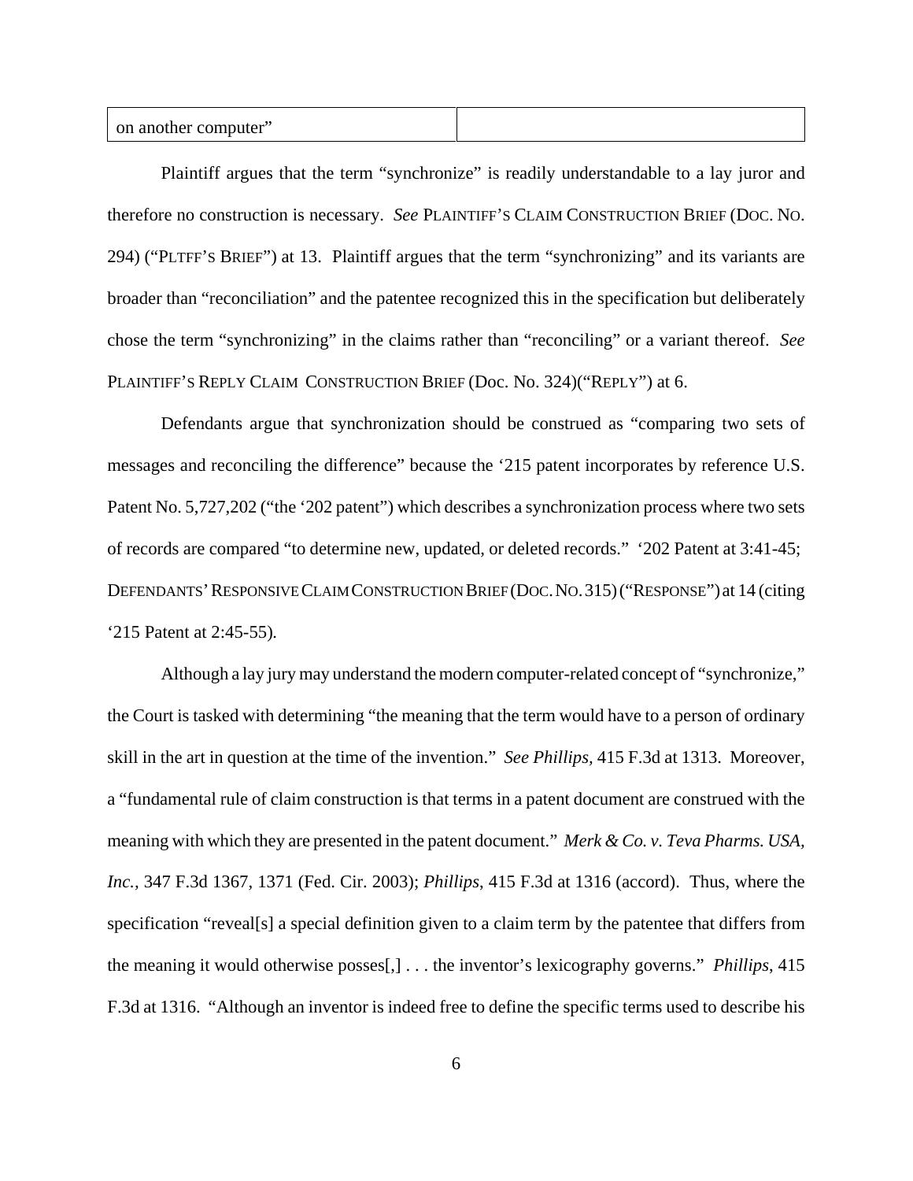| on another computer" | |
|---|---|

Plaintiff argues that the term "synchronize" is readily understandable to a lay juror and therefore no construction is necessary. *See* PLAINTIFF'S CLAIM CONSTRUCTION BRIEF (DOC. NO. 294) ("PLTFF'S BRIEF") at 13. Plaintiff argues that the term "synchronizing" and its variants are broader than "reconciliation" and the patentee recognized this in the specification but deliberately chose the term "synchronizing" in the claims rather than "reconciling" or a variant thereof. *See* PLAINTIFF'S REPLY CLAIM CONSTRUCTION BRIEF (Doc. No. 324)("REPLY") at 6.

Defendants argue that synchronization should be construed as "comparing two sets of messages and reconciling the difference" because the '215 patent incorporates by reference U.S. Patent No. 5,727,202 ("the '202 patent") which describes a synchronization process where two sets of records are compared "to determine new, updated, or deleted records." '202 Patent at 3:41-45; DEFENDANTS' RESPONSIVE CLAIM CONSTRUCTION BRIEF (DOC. NO. 315) ("RESPONSE") at 14 (citing '215 Patent at 2:45-55).

Although a lay jury may understand the modern computer-related concept of "synchronize," the Court is tasked with determining "the meaning that the term would have to a person of ordinary skill in the art in question at the time of the invention." *See Phillips,* 415 F.3d at 1313. Moreover, a "fundamental rule of claim construction is that terms in a patent document are construed with the meaning with which they are presented in the patent document." *Merk & Co. v. Teva Pharms. USA, Inc.*, 347 F.3d 1367, 1371 (Fed. Cir. 2003); *Phillips*, 415 F.3d at 1316 (accord). Thus, where the specification "reveal[s] a special definition given to a claim term by the patentee that differs from the meaning it would otherwise posses[,] . . . the inventor's lexicography governs." *Phillips*, 415 F.3d at 1316. "Although an inventor is indeed free to define the specific terms used to describe his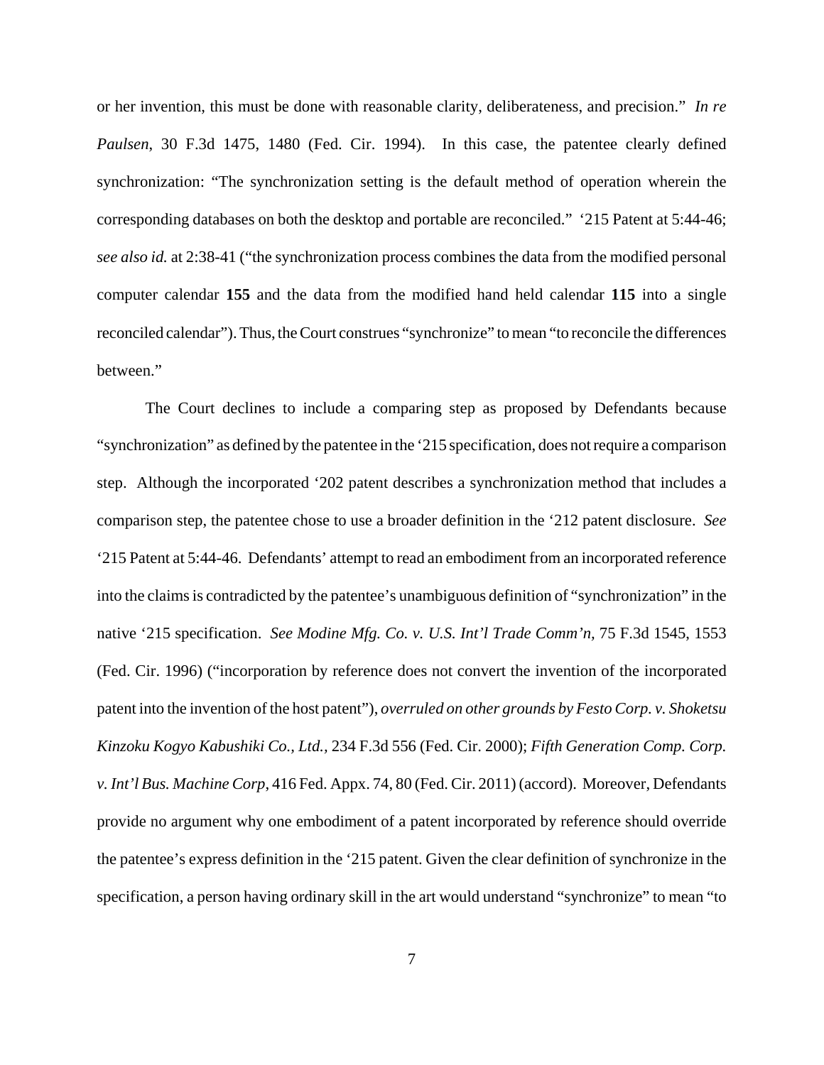or her invention, this must be done with reasonable clarity, deliberateness, and precision." *In re Paulsen*, 30 F.3d 1475, 1480 (Fed. Cir. 1994). In this case, the patentee clearly defined synchronization: "The synchronization setting is the default method of operation wherein the corresponding databases on both the desktop and portable are reconciled." '215 Patent at 5:44-46; *see also id.* at 2:38-41 ("the synchronization process combines the data from the modified personal computer calendar **155** and the data from the modified hand held calendar **115** into a single reconciled calendar"). Thus, the Court construes "synchronize" to mean "to reconcile the differences between."

The Court declines to include a comparing step as proposed by Defendants because "synchronization" as defined by the patentee in the '215 specification, does not require a comparison step. Although the incorporated '202 patent describes a synchronization method that includes a comparison step, the patentee chose to use a broader definition in the '212 patent disclosure. *See* '215 Patent at 5:44-46. Defendants' attempt to read an embodiment from an incorporated reference into the claims is contradicted by the patentee's unambiguous definition of "synchronization" in the native '215 specification. *See Modine Mfg. Co. v. U.S. Int'l Trade Comm'n,* 75 F.3d 1545, 1553 (Fed. Cir. 1996) ("incorporation by reference does not convert the invention of the incorporated patent into the invention of the host patent"), *overruled on other grounds by Festo Corp. v. Shoketsu Kinzoku Kogyo Kabushiki Co., Ltd.,* 234 F.3d 556 (Fed. Cir. 2000); *Fifth Generation Comp. Corp. v. Int'l Bus. Machine Corp*, 416 Fed. Appx. 74, 80 (Fed. Cir. 2011) (accord). Moreover, Defendants provide no argument why one embodiment of a patent incorporated by reference should override the patentee's express definition in the '215 patent. Given the clear definition of synchronize in the specification, a person having ordinary skill in the art would understand "synchronize" to mean "to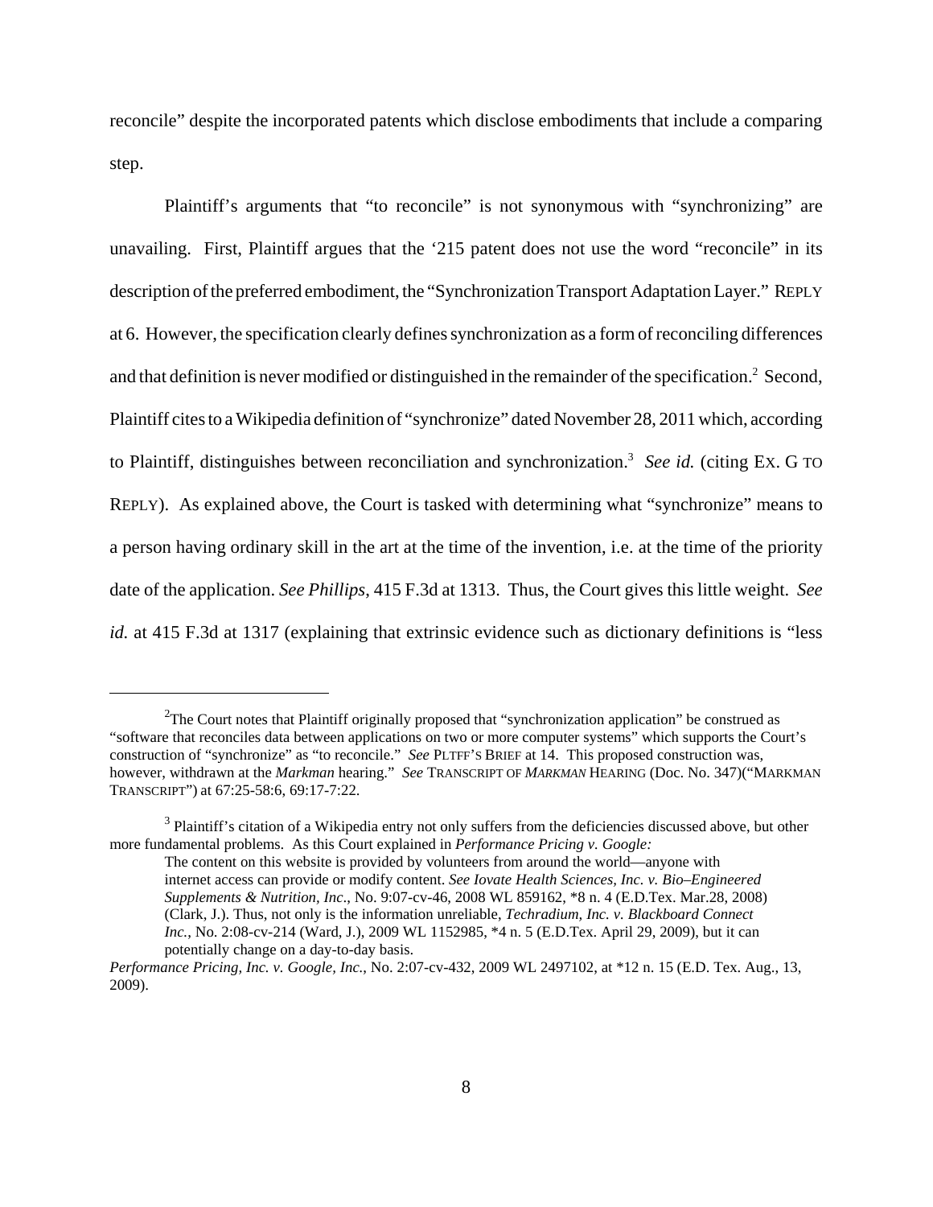reconcile" despite the incorporated patents which disclose embodiments that include a comparing step.

Plaintiff's arguments that "to reconcile" is not synonymous with "synchronizing" are unavailing. First, Plaintiff argues that the '215 patent does not use the word "reconcile" in its description of the preferred embodiment, the "Synchronization Transport Adaptation Layer." REPLY at 6. However, the specification clearly defines synchronization as a form of reconciling differences and that definition is never modified or distinguished in the remainder of the specification.[2] Second, Plaintiff cites to a Wikipedia definition of "synchronize" dated November 28, 2011 which, according to Plaintiff, distinguishes between reconciliation and synchronization.[3] *See id.* (citing EX. G TO REPLY). As explained above, the Court is tasked with determining what "synchronize" means to a person having ordinary skill in the art at the time of the invention, i.e. at the time of the priority date of the application. *See Phillips*, 415 F.3d at 1313. Thus, the Court gives this little weight. *See id.* at 415 F.3d at 1317 (explaining that extrinsic evidence such as dictionary definitions is "less

---

[2]The Court notes that Plaintiff originally proposed that "synchronization application" be construed as "software that reconciles data between applications on two or more computer systems" which supports the Court's construction of "synchronize" as "to reconcile." *See* PLTFF'S BRIEF at 14. This proposed construction was, however, withdrawn at the *Markman* hearing." *See* TRANSCRIPT OF *MARKMAN* HEARING (Doc. No. 347)("MARKMAN TRANSCRIPT") at 67:25-58:6, 69:17-7:22.

[3] Plaintiff's citation of a Wikipedia entry not only suffers from the deficiencies discussed above, but other more fundamental problems. As this Court explained in *Performance Pricing v. Google:*

> The content on this website is provided by volunteers from around the world—anyone with internet access can provide or modify content. *See Iovate Health Sciences, Inc. v. Bio–Engineered Supplements & Nutrition, Inc*., No. 9:07-cv-46, 2008 WL 859162, *8 n. 4 (E.D.Tex. Mar.28, 2008) (Clark, J.). Thus, not only is the information unreliable, *Techradium, Inc. v. Blackboard Connect Inc.*, No. 2:08-cv-214 (Ward, J.), 2009 WL 1152985, *4 n. 5 (E.D.Tex. April 29, 2009), but it can potentially change on a day-to-day basis.

*Performance Pricing, Inc. v. Google, Inc.*, No. 2:07-cv-432, 2009 WL 2497102, at *12 n. 15 (E.D. Tex. Aug., 13, 2009).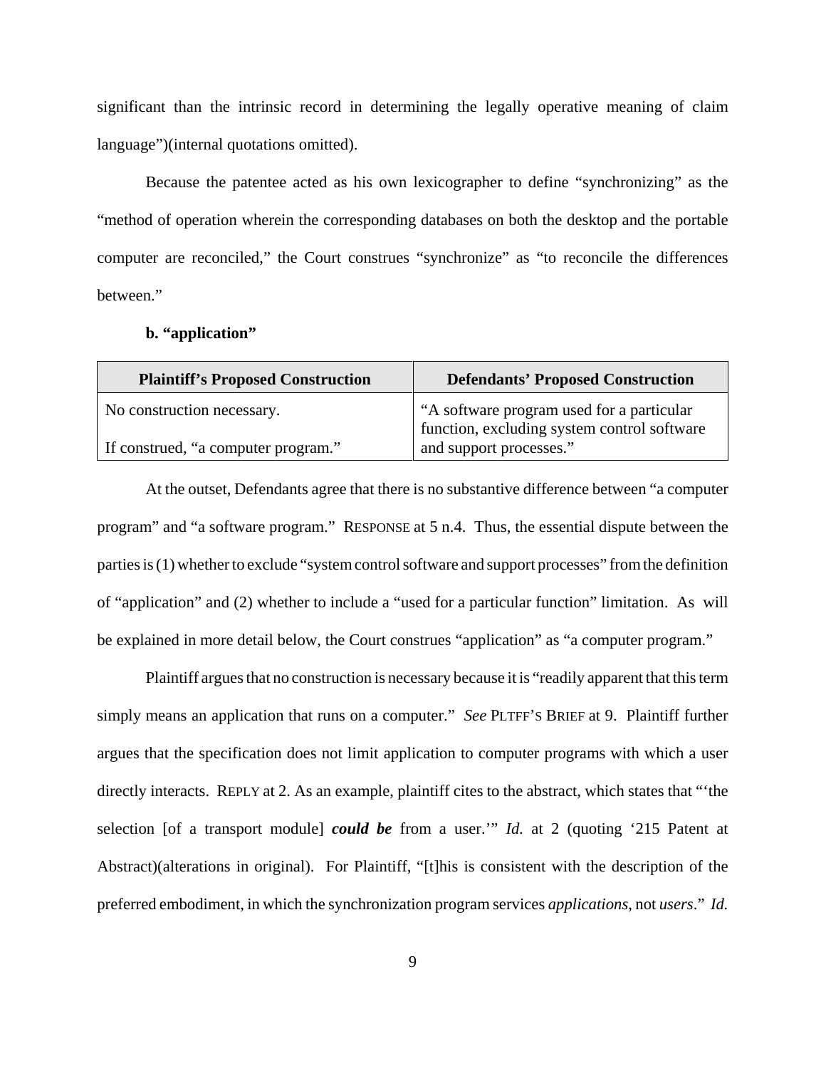significant than the intrinsic record in determining the legally operative meaning of claim language")(internal quotations omitted).

Because the patentee acted as his own lexicographer to define "synchronizing" as the "method of operation wherein the corresponding databases on both the desktop and the portable computer are reconciled," the Court construes "synchronize" as "to reconcile the differences between."

**b. "application"**

| Plaintiff's Proposed Construction | Defendants' Proposed Construction |
|---|---|
| No construction necessary.<br><br>If construed, "a computer program." | "A software program used for a particular function, excluding system control software and support processes." |

At the outset, Defendants agree that there is no substantive difference between "a computer program" and "a software program." RESPONSE at 5 n.4. Thus, the essential dispute between the parties is (1) whether to exclude "system control software and support processes" from the definition of "application" and (2) whether to include a "used for a particular function" limitation. As will be explained in more detail below, the Court construes "application" as "a computer program."

Plaintiff argues that no construction is necessary because it is "readily apparent that this term simply means an application that runs on a computer." *See* PLTFF'S BRIEF at 9. Plaintiff further argues that the specification does not limit application to computer programs with which a user directly interacts. REPLY at 2. As an example, plaintiff cites to the abstract, which states that "'the selection [of a transport module] ***could be*** from a user.'" *Id.* at 2 (quoting '215 Patent at Abstract)(alterations in original). For Plaintiff, "[t]his is consistent with the description of the preferred embodiment, in which the synchronization program services *applications*, not *users*." *Id.*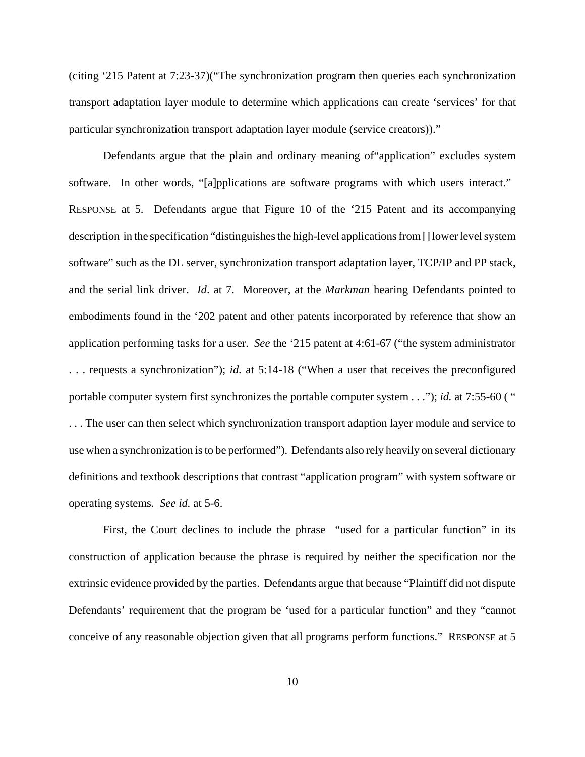(citing '215 Patent at 7:23-37)("The synchronization program then queries each synchronization transport adaptation layer module to determine which applications can create 'services' for that particular synchronization transport adaptation layer module (service creators))."

Defendants argue that the plain and ordinary meaning of"application" excludes system software. In other words, "[a]pplications are software programs with which users interact." RESPONSE at 5. Defendants argue that Figure 10 of the '215 Patent and its accompanying description in the specification "distinguishes the high-level applications from [] lower level system software" such as the DL server, synchronization transport adaptation layer, TCP/IP and PP stack, and the serial link driver. *Id*. at 7. Moreover, at the *Markman* hearing Defendants pointed to embodiments found in the '202 patent and other patents incorporated by reference that show an application performing tasks for a user. *See* the '215 patent at 4:61-67 ("the system administrator . . . requests a synchronization"); *id.* at 5:14-18 ("When a user that receives the preconfigured portable computer system first synchronizes the portable computer system . . ."); *id.* at 7:55-60 ( " . . . The user can then select which synchronization transport adaption layer module and service to use when a synchronization is to be performed"). Defendants also rely heavily on several dictionary definitions and textbook descriptions that contrast "application program" with system software or operating systems. *See id.* at 5-6.

First, the Court declines to include the phrase "used for a particular function" in its construction of application because the phrase is required by neither the specification nor the extrinsic evidence provided by the parties. Defendants argue that because "Plaintiff did not dispute Defendants' requirement that the program be 'used for a particular function" and they "cannot conceive of any reasonable objection given that all programs perform functions." RESPONSE at 5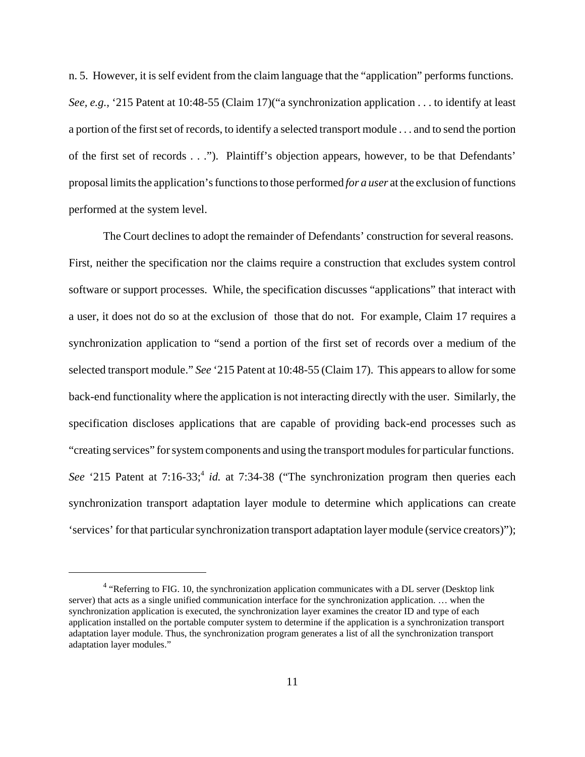n. 5. However, it is self evident from the claim language that the "application" performs functions. *See, e.g.*, '215 Patent at 10:48-55 (Claim 17)("a synchronization application . . . to identify at least a portion of the first set of records, to identify a selected transport module . . . and to send the portion of the first set of records . . ."). Plaintiff's objection appears, however, to be that Defendants' proposal limits the application's functions to those performed *for a user* at the exclusion of functions performed at the system level.

The Court declines to adopt the remainder of Defendants' construction for several reasons. First, neither the specification nor the claims require a construction that excludes system control software or support processes. While, the specification discusses "applications" that interact with a user, it does not do so at the exclusion of those that do not. For example, Claim 17 requires a synchronization application to "send a portion of the first set of records over a medium of the selected transport module." *See* '215 Patent at 10:48-55 (Claim 17). This appears to allow for some back-end functionality where the application is not interacting directly with the user. Similarly, the specification discloses applications that are capable of providing back-end processes such as "creating services" for system components and using the transport modules for particular functions. *See* '215 Patent at 7:16-33;[4] *id.* at 7:34-38 ("The synchronization program then queries each synchronization transport adaptation layer module to determine which applications can create 'services' for that particular synchronization transport adaptation layer module (service creators)");

---

[4] "Referring to FIG. 10, the synchronization application communicates with a DL server (Desktop link server) that acts as a single unified communication interface for the synchronization application. … when the synchronization application is executed, the synchronization layer examines the creator ID and type of each application installed on the portable computer system to determine if the application is a synchronization transport adaptation layer module. Thus, the synchronization program generates a list of all the synchronization transport adaptation layer modules."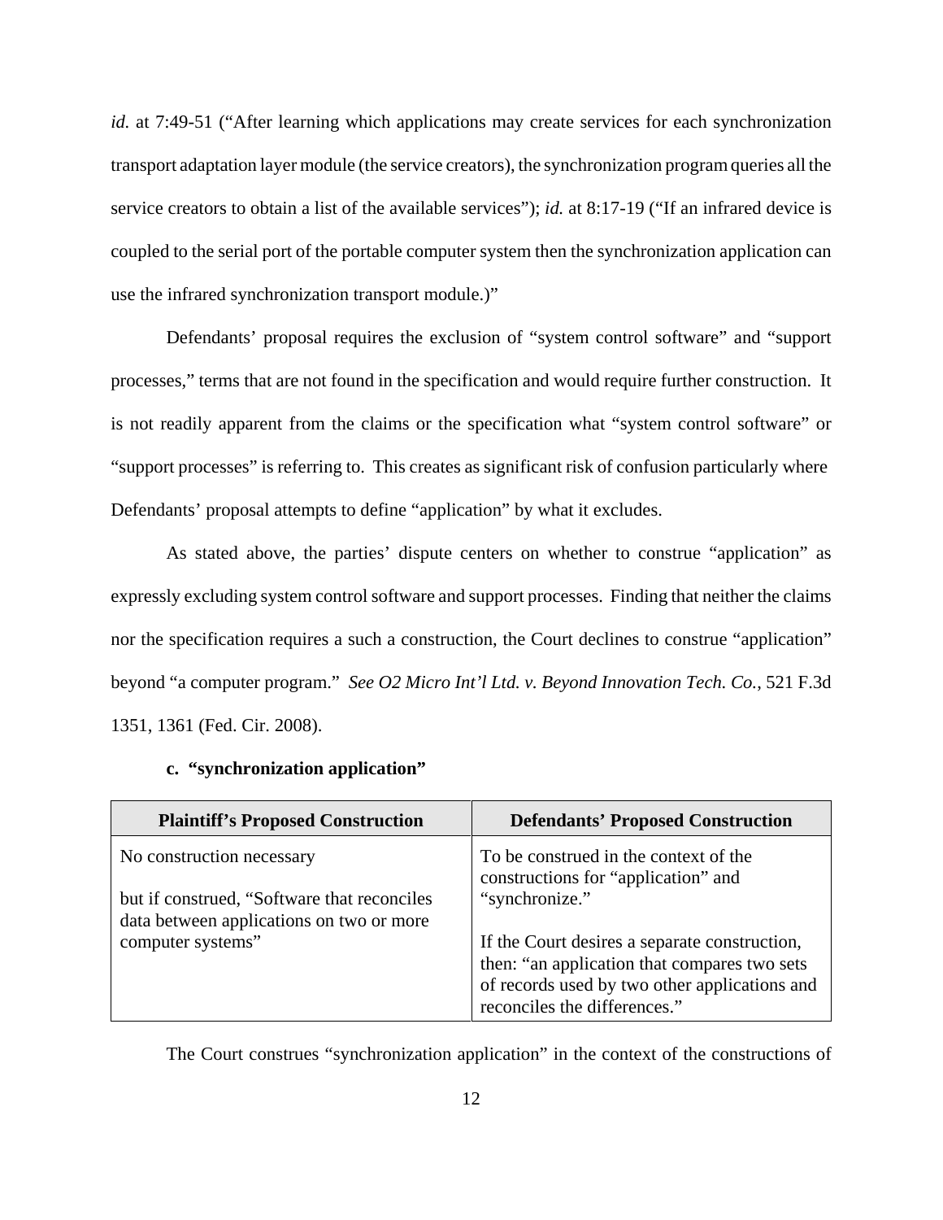*id.* at 7:49-51 ("After learning which applications may create services for each synchronization transport adaptation layer module (the service creators), the synchronization program queries all the service creators to obtain a list of the available services"); *id.* at 8:17-19 ("If an infrared device is coupled to the serial port of the portable computer system then the synchronization application can use the infrared synchronization transport module.)"

Defendants' proposal requires the exclusion of "system control software" and "support processes," terms that are not found in the specification and would require further construction. It is not readily apparent from the claims or the specification what "system control software" or "support processes" is referring to. This creates as significant risk of confusion particularly where Defendants' proposal attempts to define "application" by what it excludes.

As stated above, the parties' dispute centers on whether to construe "application" as expressly excluding system control software and support processes. Finding that neither the claims nor the specification requires a such a construction, the Court declines to construe "application" beyond "a computer program." *See O2 Micro Int'l Ltd. v. Beyond Innovation Tech. Co.*, 521 F.3d 1351, 1361 (Fed. Cir. 2008).

#### c. "synchronization application"

| Plaintiff's Proposed Construction | Defendants' Proposed Construction |
|---|---|
| No construction necessary<br><br>but if construed, "Software that reconciles data between applications on two or more computer systems" | To be construed in the context of the constructions for "application" and "synchronize."<br><br>If the Court desires a separate construction, then: "an application that compares two sets of records used by two other applications and reconciles the differences." |

The Court construes "synchronization application" in the context of the constructions of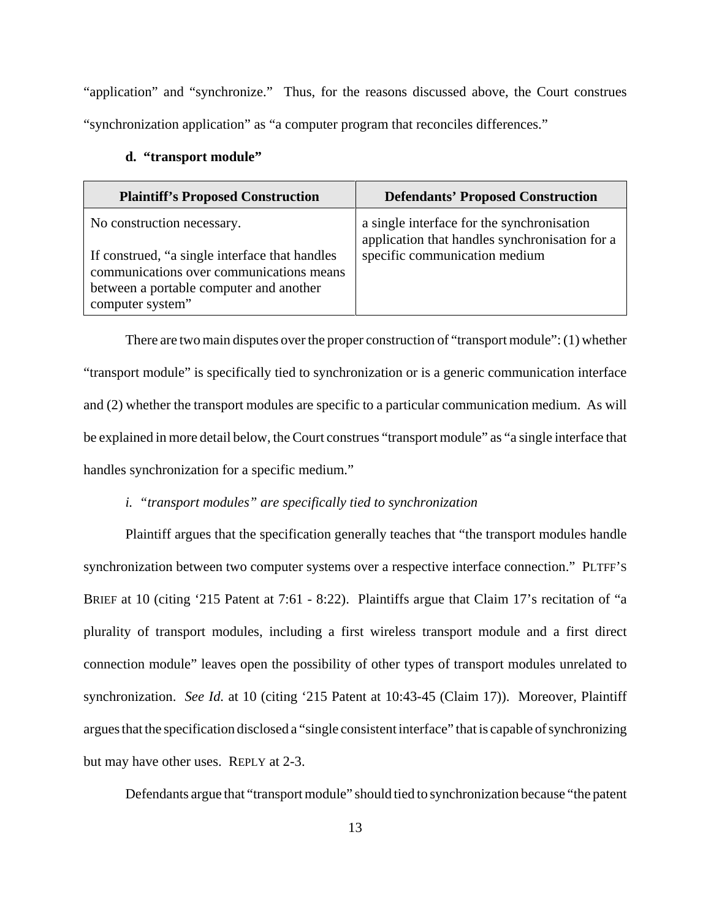"application" and "synchronize." Thus, for the reasons discussed above, the Court construes "synchronization application" as "a computer program that reconciles differences."

**d. "transport module"**

| Plaintiff's Proposed Construction | Defendants' Proposed Construction |
|---|---|
| No construction necessary.<br><br>If construed, "a single interface that handles communications over communications means between a portable computer and another computer system" | a single interface for the synchronisation application that handles synchronisation for a specific communication medium |

There are two main disputes over the proper construction of "transport module": (1) whether "transport module" is specifically tied to synchronization or is a generic communication interface and (2) whether the transport modules are specific to a particular communication medium. As will be explained in more detail below, the Court construes "transport module" as "a single interface that handles synchronization for a specific medium."

*i. "transport modules" are specifically tied to synchronization*

Plaintiff argues that the specification generally teaches that "the transport modules handle synchronization between two computer systems over a respective interface connection." PLTFF'S BRIEF at 10 (citing '215 Patent at 7:61 - 8:22). Plaintiffs argue that Claim 17's recitation of "a plurality of transport modules, including a first wireless transport module and a first direct connection module" leaves open the possibility of other types of transport modules unrelated to synchronization. *See Id.* at 10 (citing '215 Patent at 10:43-45 (Claim 17)). Moreover, Plaintiff argues that the specification disclosed a "single consistent interface" that is capable of synchronizing but may have other uses. REPLY at 2-3.

Defendants argue that "transport module" should tied to synchronization because "the patent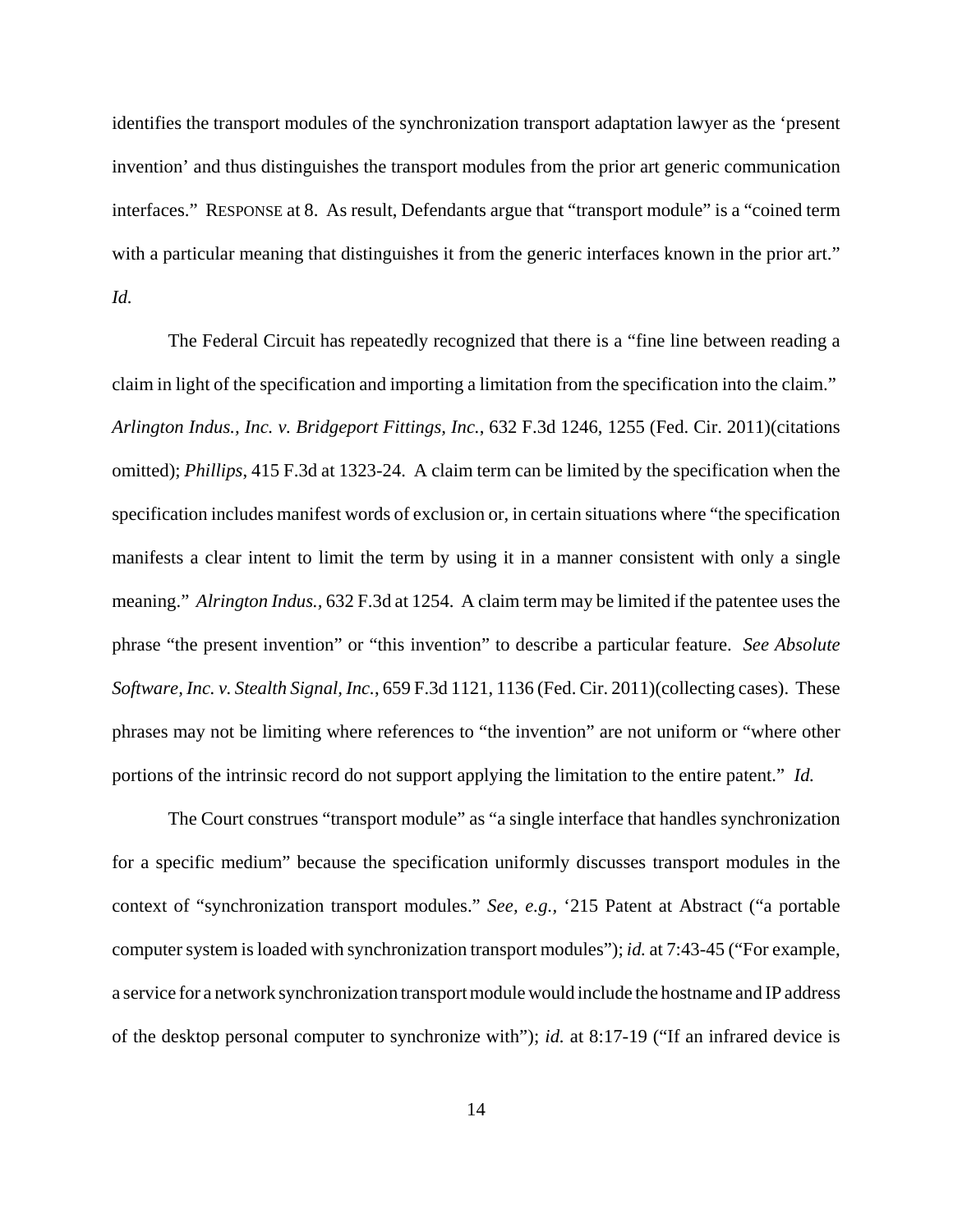identifies the transport modules of the synchronization transport adaptation lawyer as the 'present invention' and thus distinguishes the transport modules from the prior art generic communication interfaces." RESPONSE at 8. As result, Defendants argue that "transport module" is a "coined term with a particular meaning that distinguishes it from the generic interfaces known in the prior art." *Id.*

The Federal Circuit has repeatedly recognized that there is a "fine line between reading a claim in light of the specification and importing a limitation from the specification into the claim." *Arlington Indus., Inc. v. Bridgeport Fittings, Inc.*, 632 F.3d 1246, 1255 (Fed. Cir. 2011)(citations omitted); *Phillips*, 415 F.3d at 1323-24. A claim term can be limited by the specification when the specification includes manifest words of exclusion or, in certain situations where "the specification manifests a clear intent to limit the term by using it in a manner consistent with only a single meaning." *Alrington Indus.*, 632 F.3d at 1254. A claim term may be limited if the patentee uses the phrase "the present invention" or "this invention" to describe a particular feature. *See Absolute Software, Inc. v. Stealth Signal, Inc.*, 659 F.3d 1121, 1136 (Fed. Cir. 2011)(collecting cases). These phrases may not be limiting where references to "the invention" are not uniform or "where other portions of the intrinsic record do not support applying the limitation to the entire patent." *Id.*

The Court construes "transport module" as "a single interface that handles synchronization for a specific medium" because the specification uniformly discusses transport modules in the context of "synchronization transport modules." *See, e.g.,* '215 Patent at Abstract ("a portable computer system is loaded with synchronization transport modules"); *id.* at 7:43-45 ("For example, a service for a network synchronization transport module would include the hostname and IP address of the desktop personal computer to synchronize with"); *id.* at 8:17-19 ("If an infrared device is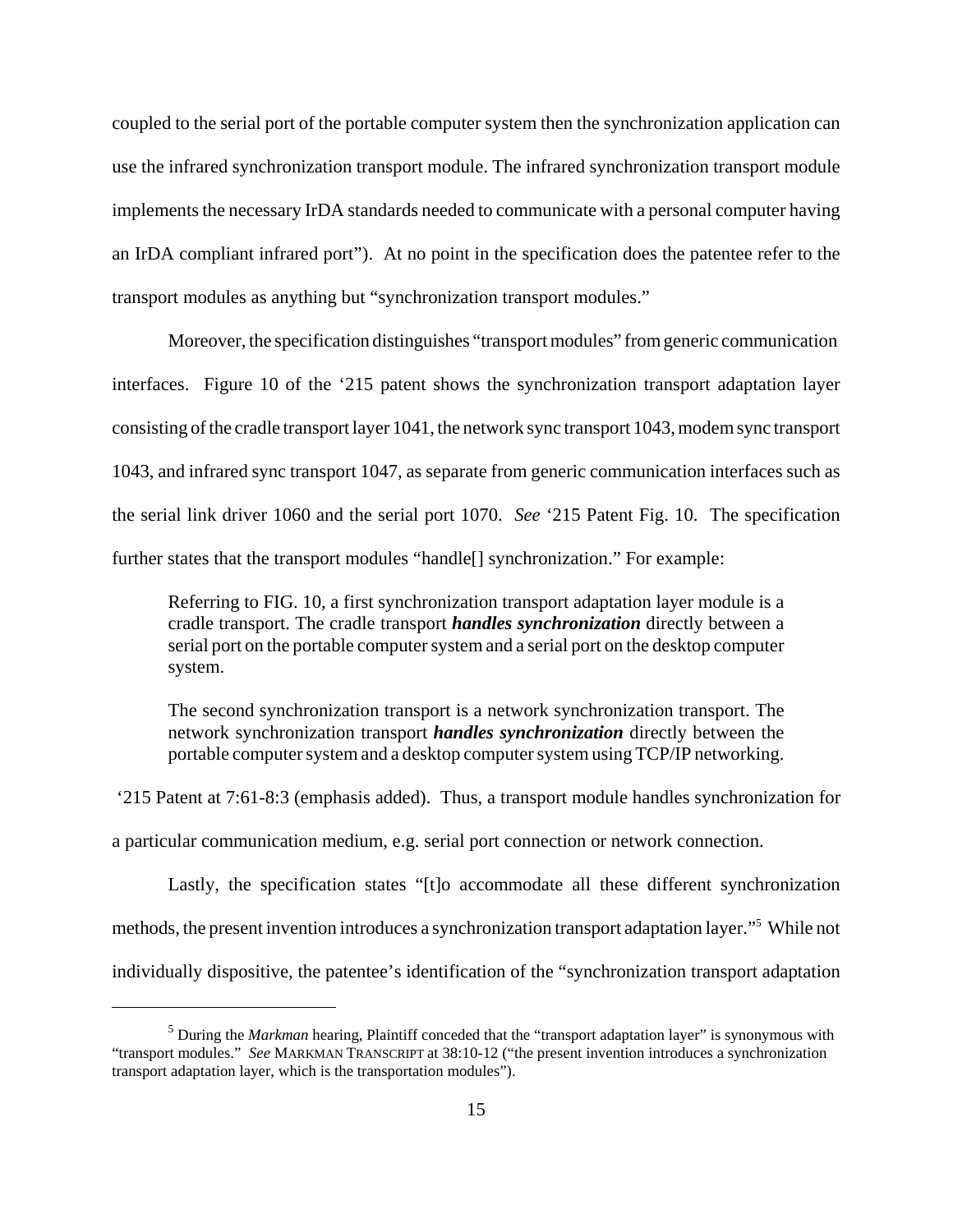coupled to the serial port of the portable computer system then the synchronization application can use the infrared synchronization transport module. The infrared synchronization transport module implements the necessary IrDA standards needed to communicate with a personal computer having an IrDA compliant infrared port"). At no point in the specification does the patentee refer to the transport modules as anything but "synchronization transport modules."

Moreover, the specification distinguishes "transport modules" from generic communication interfaces. Figure 10 of the '215 patent shows the synchronization transport adaptation layer consisting of the cradle transport layer 1041, the network sync transport 1043, modem sync transport 1043, and infrared sync transport 1047, as separate from generic communication interfaces such as the serial link driver 1060 and the serial port 1070. *See* '215 Patent Fig. 10. The specification further states that the transport modules "handle[] synchronization." For example:

> Referring to FIG. 10, a first synchronization transport adaptation layer module is a cradle transport. The cradle transport ***handles synchronization*** directly between a serial port on the portable computer system and a serial port on the desktop computer system.
>
> The second synchronization transport is a network synchronization transport. The network synchronization transport ***handles synchronization*** directly between the portable computer system and a desktop computer system using TCP/IP networking.

'215 Patent at 7:61-8:3 (emphasis added). Thus, a transport module handles synchronization for a particular communication medium, e.g. serial port connection or network connection.

Lastly, the specification states "[t]o accommodate all these different synchronization methods, the present invention introduces a synchronization transport adaptation layer."[5] While not individually dispositive, the patentee's identification of the "synchronization transport adaptation

---

[5] During the *Markman* hearing, Plaintiff conceded that the "transport adaptation layer" is synonymous with "transport modules." *See* MARKMAN TRANSCRIPT at 38:10-12 ("the present invention introduces a synchronization transport adaptation layer, which is the transportation modules").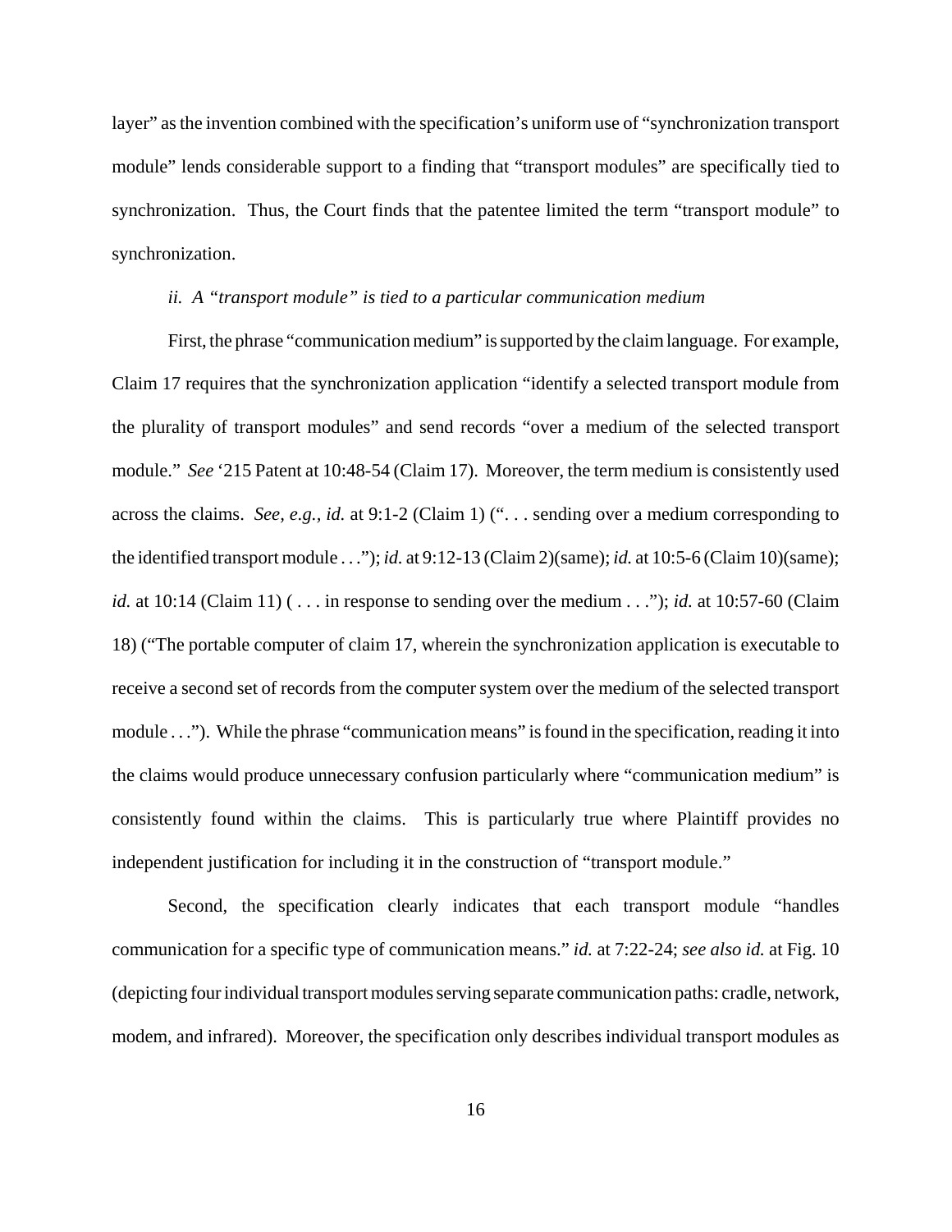layer" as the invention combined with the specification's uniform use of "synchronization transport module" lends considerable support to a finding that "transport modules" are specifically tied to synchronization. Thus, the Court finds that the patentee limited the term "transport module" to synchronization.

*ii. A "transport module" is tied to a particular communication medium*

First, the phrase "communication medium" is supported by the claim language. For example, Claim 17 requires that the synchronization application "identify a selected transport module from the plurality of transport modules" and send records "over a medium of the selected transport module." *See* '215 Patent at 10:48-54 (Claim 17). Moreover, the term medium is consistently used across the claims. *See, e.g.*, *id.* at 9:1-2 (Claim 1) (". . . sending over a medium corresponding to the identified transport module . . ."); *id.* at 9:12-13 (Claim 2)(same); *id.* at 10:5-6 (Claim 10)(same); *id.* at 10:14 (Claim 11) ( . . . in response to sending over the medium . . ."); *id.* at 10:57-60 (Claim 18) ("The portable computer of claim 17, wherein the synchronization application is executable to receive a second set of records from the computer system over the medium of the selected transport module . . ."). While the phrase "communication means" is found in the specification, reading it into the claims would produce unnecessary confusion particularly where "communication medium" is consistently found within the claims. This is particularly true where Plaintiff provides no independent justification for including it in the construction of "transport module."

Second, the specification clearly indicates that each transport module "handles communication for a specific type of communication means." *id.* at 7:22-24; *see also id.* at Fig. 10 (depicting four individual transport modules serving separate communication paths: cradle, network, modem, and infrared). Moreover, the specification only describes individual transport modules as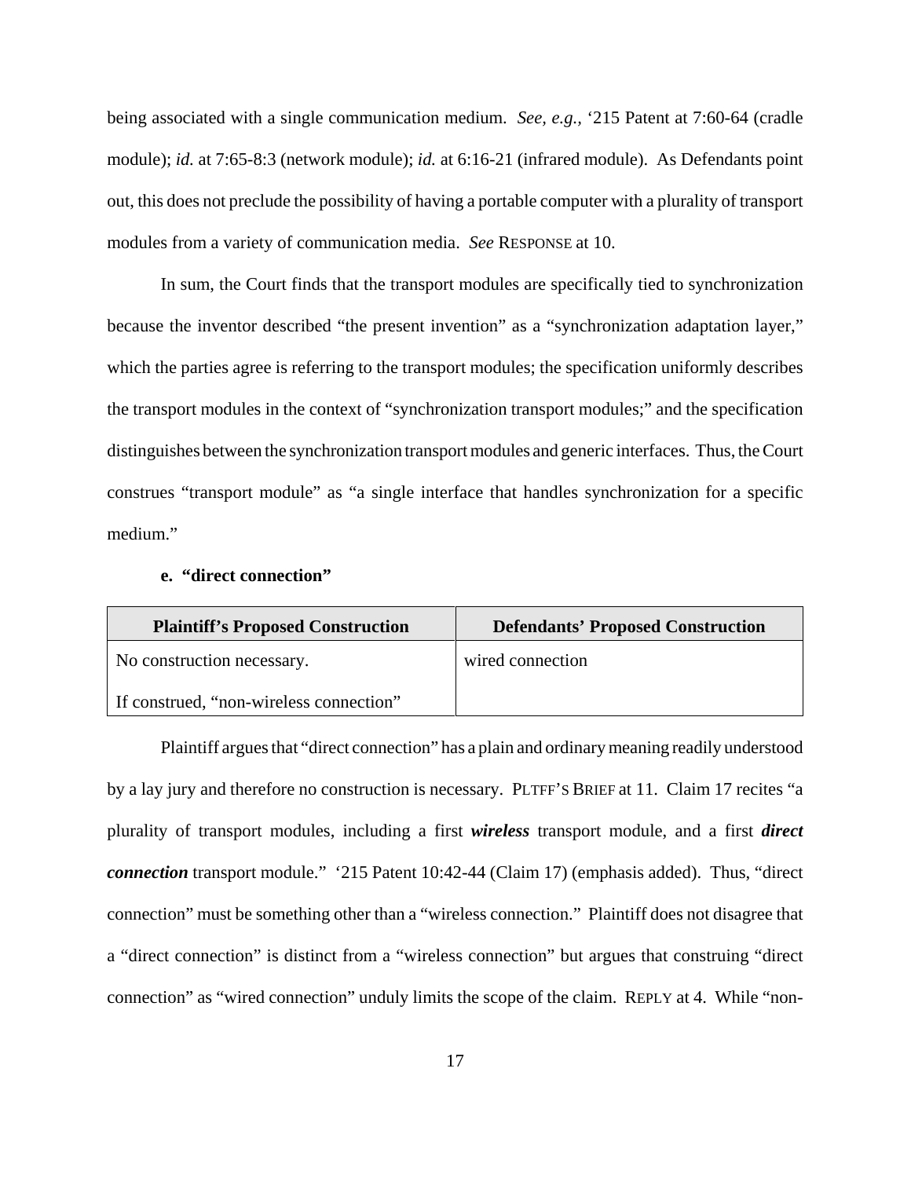being associated with a single communication medium. *See, e.g.*, '215 Patent at 7:60-64 (cradle module); *id.* at 7:65-8:3 (network module); *id.* at 6:16-21 (infrared module). As Defendants point out, this does not preclude the possibility of having a portable computer with a plurality of transport modules from a variety of communication media. *See* RESPONSE at 10.

In sum, the Court finds that the transport modules are specifically tied to synchronization because the inventor described "the present invention" as a "synchronization adaptation layer," which the parties agree is referring to the transport modules; the specification uniformly describes the transport modules in the context of "synchronization transport modules;" and the specification distinguishes between the synchronization transport modules and generic interfaces. Thus, the Court construes "transport module" as "a single interface that handles synchronization for a specific medium."

**e. "direct connection"**

| Plaintiff's Proposed Construction | Defendants' Proposed Construction |
| --- | --- |
| No construction necessary.<br><br>If construed, "non-wireless connection" | wired connection |

Plaintiff argues that "direct connection" has a plain and ordinary meaning readily understood by a lay jury and therefore no construction is necessary. PLTFF'S BRIEF at 11. Claim 17 recites "a plurality of transport modules, including a first ***wireless*** transport module, and a first ***direct connection*** transport module." '215 Patent 10:42-44 (Claim 17) (emphasis added). Thus, "direct connection" must be something other than a "wireless connection." Plaintiff does not disagree that a "direct connection" is distinct from a "wireless connection" but argues that construing "direct connection" as "wired connection" unduly limits the scope of the claim. REPLY at 4. While "non-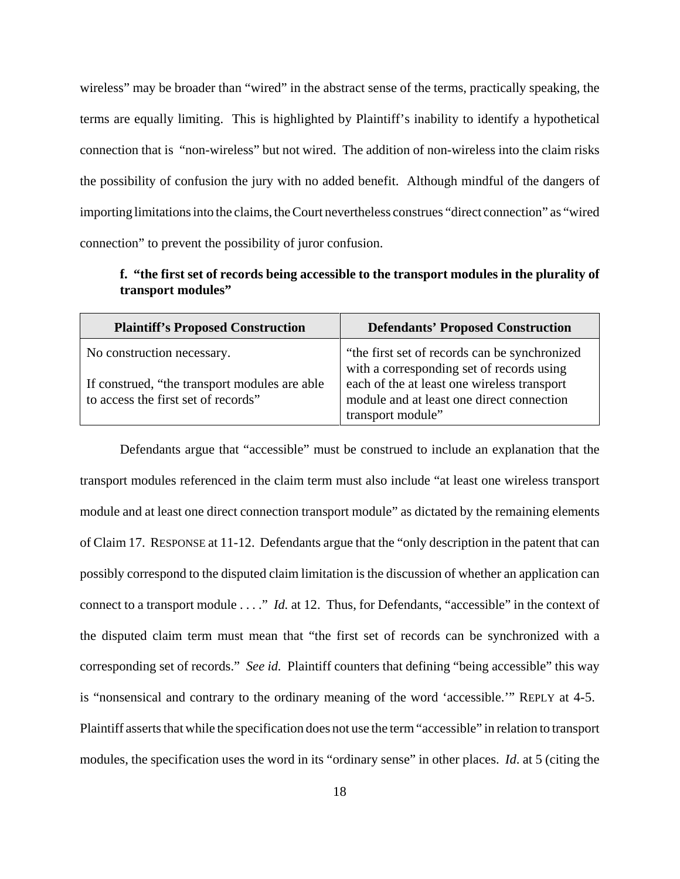wireless" may be broader than "wired" in the abstract sense of the terms, practically speaking, the terms are equally limiting. This is highlighted by Plaintiff's inability to identify a hypothetical connection that is "non-wireless" but not wired. The addition of non-wireless into the claim risks the possibility of confusion the jury with no added benefit. Although mindful of the dangers of importing limitations into the claims, the Court nevertheless construes "direct connection" as "wired connection" to prevent the possibility of juror confusion.

**f. "the first set of records being accessible to the transport modules in the plurality of transport modules"**

| Plaintiff's Proposed Construction | Defendants' Proposed Construction |
|---|---|
| No construction necessary.<br><br>If construed, "the transport modules are able to access the first set of records" | "the first set of records can be synchronized with a corresponding set of records using each of the at least one wireless transport module and at least one direct connection transport module" |

Defendants argue that "accessible" must be construed to include an explanation that the transport modules referenced in the claim term must also include "at least one wireless transport module and at least one direct connection transport module" as dictated by the remaining elements of Claim 17. RESPONSE at 11-12. Defendants argue that the "only description in the patent that can possibly correspond to the disputed claim limitation is the discussion of whether an application can connect to a transport module . . . ." *Id.* at 12. Thus, for Defendants, "accessible" in the context of the disputed claim term must mean that "the first set of records can be synchronized with a corresponding set of records." *See id.* Plaintiff counters that defining "being accessible" this way is "nonsensical and contrary to the ordinary meaning of the word 'accessible.'" REPLY at 4-5. Plaintiff asserts that while the specification does not use the term "accessible" in relation to transport modules, the specification uses the word in its "ordinary sense" in other places. *Id.* at 5 (citing the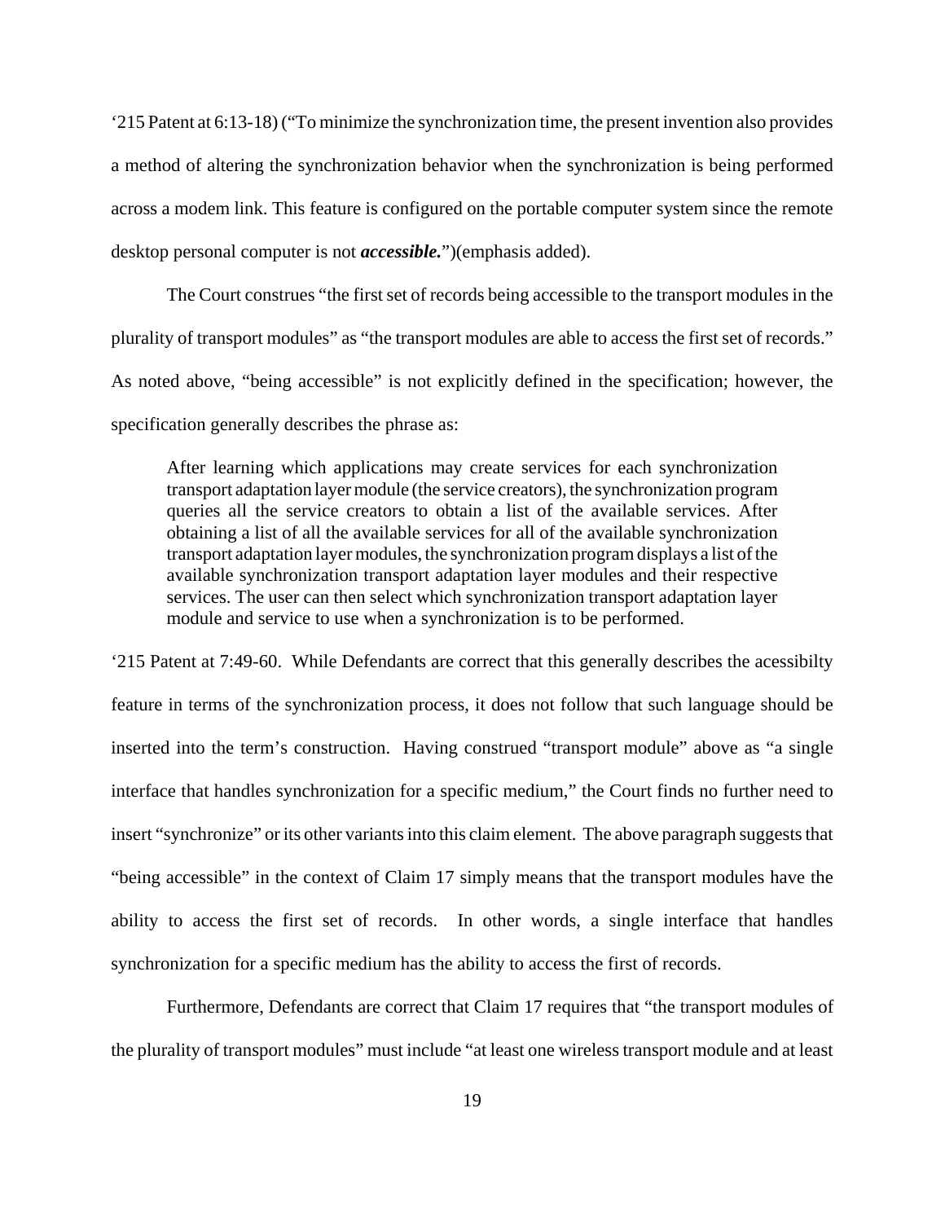‘215 Patent at 6:13-18) (“To minimize the synchronization time, the present invention also provides a method of altering the synchronization behavior when the synchronization is being performed across a modem link. This feature is configured on the portable computer system since the remote desktop personal computer is not ***accessible.***”)(emphasis added).

The Court construes “the first set of records being accessible to the transport modules in the plurality of transport modules” as “the transport modules are able to access the first set of records.” As noted above, “being accessible” is not explicitly defined in the specification; however, the specification generally describes the phrase as:

> After learning which applications may create services for each synchronization transport adaptation layer module (the service creators), the synchronization program queries all the service creators to obtain a list of the available services. After obtaining a list of all the available services for all of the available synchronization transport adaptation layer modules, the synchronization program displays a list of the available synchronization transport adaptation layer modules and their respective services. The user can then select which synchronization transport adaptation layer module and service to use when a synchronization is to be performed.

‘215 Patent at 7:49-60. While Defendants are correct that this generally describes the acessibilty feature in terms of the synchronization process, it does not follow that such language should be inserted into the term’s construction. Having construed “transport module” above as “a single interface that handles synchronization for a specific medium,” the Court finds no further need to insert “synchronize” or its other variants into this claim element. The above paragraph suggests that “being accessible” in the context of Claim 17 simply means that the transport modules have the ability to access the first set of records. In other words, a single interface that handles synchronization for a specific medium has the ability to access the first of records.

Furthermore, Defendants are correct that Claim 17 requires that “the transport modules of the plurality of transport modules” must include “at least one wireless transport module and at least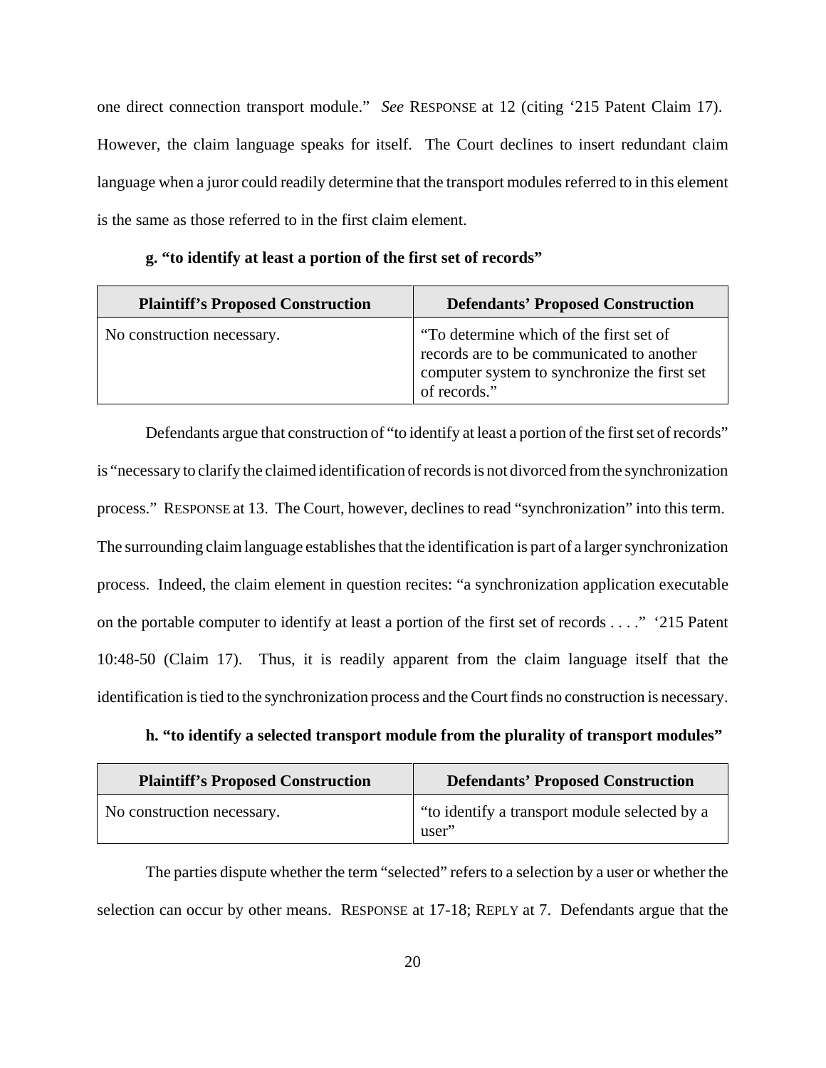one direct connection transport module." *See* RESPONSE at 12 (citing '215 Patent Claim 17). However, the claim language speaks for itself. The Court declines to insert redundant claim language when a juror could readily determine that the transport modules referred to in this element is the same as those referred to in the first claim element.

**g. "to identify at least a portion of the first set of records"**

| Plaintiff's Proposed Construction | Defendants' Proposed Construction |
|---|---|
| No construction necessary. | "To determine which of the first set of records are to be communicated to another computer system to synchronize the first set of records." |

Defendants argue that construction of "to identify at least a portion of the first set of records" is "necessary to clarify the claimed identification of records is not divorced from the synchronization process." RESPONSE at 13. The Court, however, declines to read "synchronization" into this term. The surrounding claim language establishes that the identification is part of a larger synchronization process. Indeed, the claim element in question recites: "a synchronization application executable on the portable computer to identify at least a portion of the first set of records . . . ." '215 Patent 10:48-50 (Claim 17). Thus, it is readily apparent from the claim language itself that the identification is tied to the synchronization process and the Court finds no construction is necessary.

**h. "to identify a selected transport module from the plurality of transport modules"**

| Plaintiff's Proposed Construction | Defendants' Proposed Construction |
|---|---|
| No construction necessary. | "to identify a transport module selected by a user" |

The parties dispute whether the term "selected" refers to a selection by a user or whether the selection can occur by other means. RESPONSE at 17-18; REPLY at 7. Defendants argue that the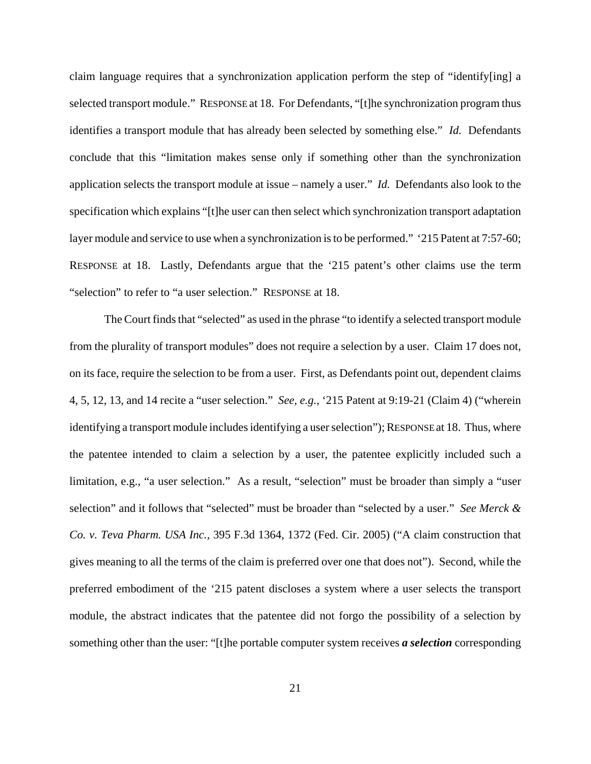claim language requires that a synchronization application perform the step of "identify[ing] a selected transport module." RESPONSE at 18. For Defendants, "[t]he synchronization program thus identifies a transport module that has already been selected by something else." *Id.* Defendants conclude that this "limitation makes sense only if something other than the synchronization application selects the transport module at issue – namely a user." *Id.* Defendants also look to the specification which explains "[t]he user can then select which synchronization transport adaptation layer module and service to use when a synchronization is to be performed." '215 Patent at 7:57-60; RESPONSE at 18. Lastly, Defendants argue that the '215 patent's other claims use the term "selection" to refer to "a user selection." RESPONSE at 18.

The Court finds that "selected" as used in the phrase "to identify a selected transport module from the plurality of transport modules" does not require a selection by a user. Claim 17 does not, on its face, require the selection to be from a user. First, as Defendants point out, dependent claims 4, 5, 12, 13, and 14 recite a "user selection." *See, e.g.,* '215 Patent at 9:19-21 (Claim 4) ("wherein identifying a transport module includes identifying a user selection"); RESPONSE at 18. Thus, where the patentee intended to claim a selection by a user, the patentee explicitly included such a limitation, e.g., "a user selection." As a result, "selection" must be broader than simply a "user selection" and it follows that "selected" must be broader than "selected by a user." *See Merck & Co. v. Teva Pharm. USA Inc.*, 395 F.3d 1364, 1372 (Fed. Cir. 2005) ("A claim construction that gives meaning to all the terms of the claim is preferred over one that does not"). Second, while the preferred embodiment of the '215 patent discloses a system where a user selects the transport module, the abstract indicates that the patentee did not forgo the possibility of a selection by something other than the user: "[t]he portable computer system receives ***a selection*** corresponding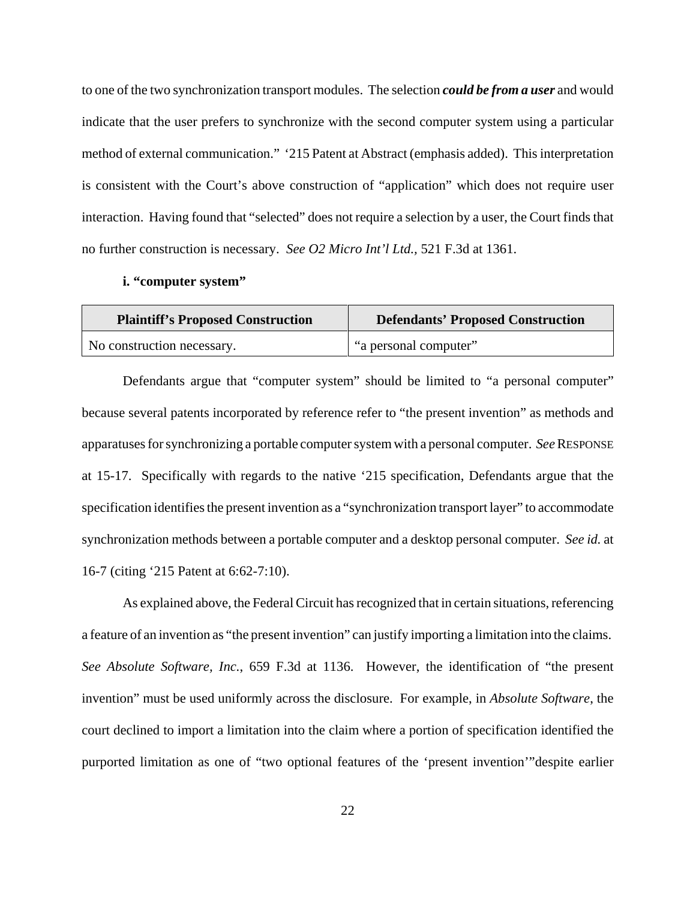to one of the two synchronization transport modules. The selection ***could be from a user*** and would indicate that the user prefers to synchronize with the second computer system using a particular method of external communication." '215 Patent at Abstract (emphasis added). This interpretation is consistent with the Court's above construction of "application" which does not require user interaction. Having found that "selected" does not require a selection by a user, the Court finds that no further construction is necessary. *See O2 Micro Int'l Ltd.*, 521 F.3d at 1361.

**i. "computer system"**

| Plaintiff's Proposed Construction | Defendants' Proposed Construction |
|---|---|
| No construction necessary. | "a personal computer" |

Defendants argue that "computer system" should be limited to "a personal computer" because several patents incorporated by reference refer to "the present invention" as methods and apparatuses for synchronizing a portable computer system with a personal computer. *See* RESPONSE at 15-17. Specifically with regards to the native '215 specification, Defendants argue that the specification identifies the present invention as a "synchronization transport layer" to accommodate synchronization methods between a portable computer and a desktop personal computer. *See id.* at 16-7 (citing '215 Patent at 6:62-7:10).

As explained above, the Federal Circuit has recognized that in certain situations, referencing a feature of an invention as "the present invention" can justify importing a limitation into the claims. *See Absolute Software, Inc.*, 659 F.3d at 1136. However, the identification of "the present invention" must be used uniformly across the disclosure. For example, in *Absolute Software*, the court declined to import a limitation into the claim where a portion of specification identified the purported limitation as one of "two optional features of the 'present invention'"despite earlier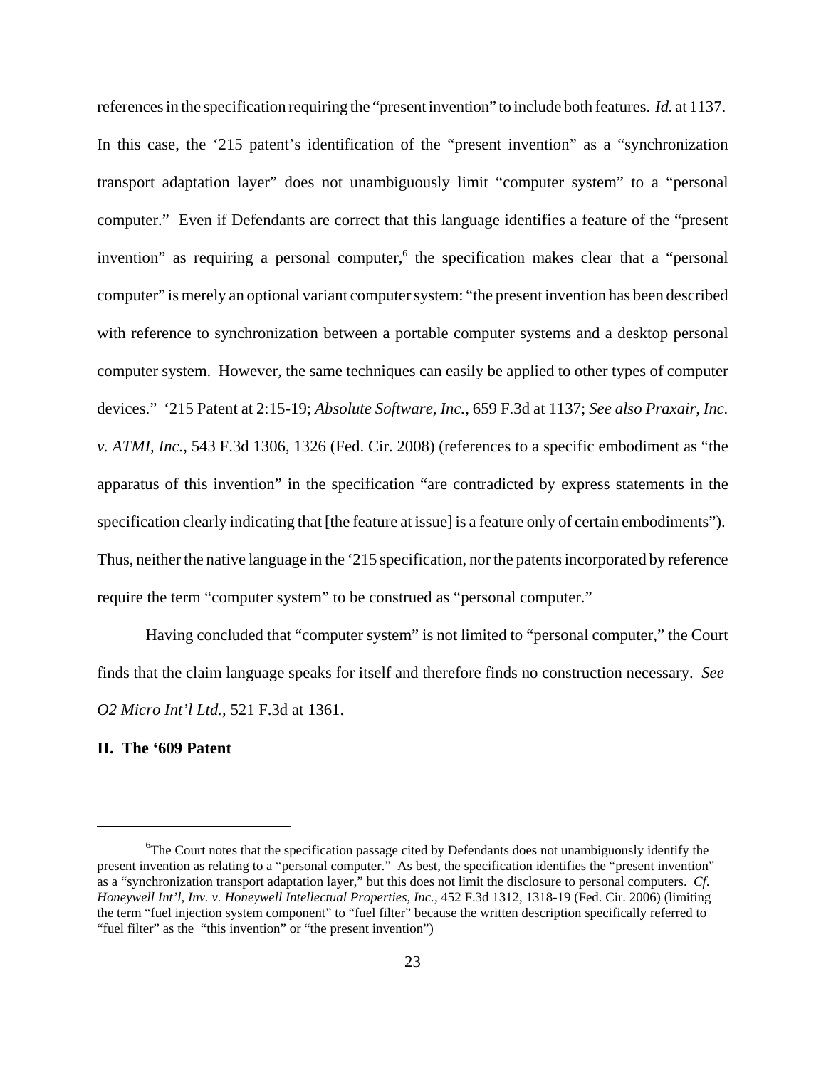references in the specification requiring the "present invention" to include both features. *Id.* at 1137. In this case, the '215 patent's identification of the "present invention" as a "synchronization transport adaptation layer" does not unambiguously limit "computer system" to a "personal computer." Even if Defendants are correct that this language identifies a feature of the "present invention" as requiring a personal computer,[6] the specification makes clear that a "personal computer" is merely an optional variant computer system: "the present invention has been described with reference to synchronization between a portable computer systems and a desktop personal computer system. However, the same techniques can easily be applied to other types of computer devices." '215 Patent at 2:15-19; *Absolute Software, Inc.,* 659 F.3d at 1137; *See also Praxair, Inc. v. ATMI, Inc.*, 543 F.3d 1306, 1326 (Fed. Cir. 2008) (references to a specific embodiment as "the apparatus of this invention" in the specification "are contradicted by express statements in the specification clearly indicating that [the feature at issue] is a feature only of certain embodiments"). Thus, neither the native language in the '215 specification, nor the patents incorporated by reference require the term "computer system" to be construed as "personal computer."

Having concluded that "computer system" is not limited to "personal computer," the Court finds that the claim language speaks for itself and therefore finds no construction necessary. *See O2 Micro Int'l Ltd.,* 521 F.3d at 1361.

## II. The '609 Patent

---

[6]The Court notes that the specification passage cited by Defendants does not unambiguously identify the present invention as relating to a "personal computer." As best, the specification identifies the "present invention" as a "synchronization transport adaptation layer," but this does not limit the disclosure to personal computers. *Cf. Honeywell Int'l, Inv. v. Honeywell Intellectual Properties, Inc.,* 452 F.3d 1312, 1318-19 (Fed. Cir. 2006) (limiting the term "fuel injection system component" to "fuel filter" because the written description specifically referred to "fuel filter" as the "this invention" or "the present invention")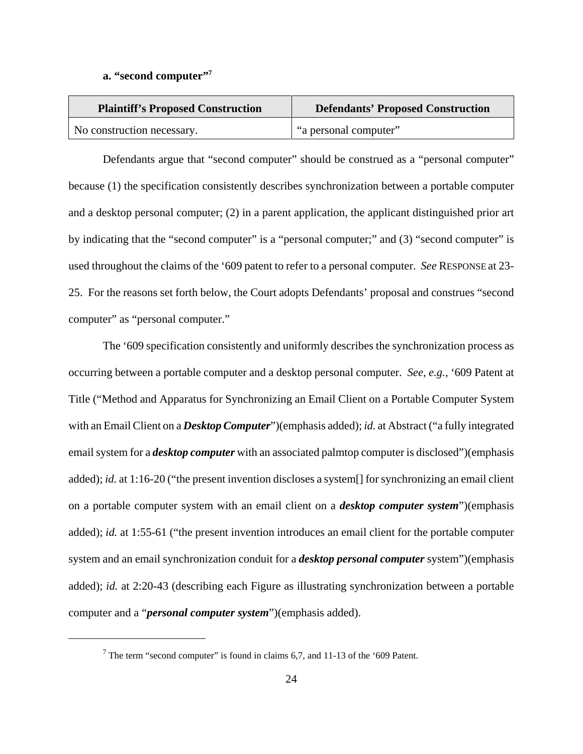**a. "second computer"**[7]

| Plaintiff's Proposed Construction | Defendants' Proposed Construction |
| --- | --- |
| No construction necessary. | "a personal computer" |

Defendants argue that "second computer" should be construed as a "personal computer" because (1) the specification consistently describes synchronization between a portable computer and a desktop personal computer; (2) in a parent application, the applicant distinguished prior art by indicating that the "second computer" is a "personal computer;" and (3) "second computer" is used throughout the claims of the '609 patent to refer to a personal computer. *See* RESPONSE at 23-25. For the reasons set forth below, the Court adopts Defendants' proposal and construes "second computer" as "personal computer."

The '609 specification consistently and uniformly describes the synchronization process as occurring between a portable computer and a desktop personal computer. *See, e.g.,* '609 Patent at Title ("Method and Apparatus for Synchronizing an Email Client on a Portable Computer System with an Email Client on a ***Desktop Computer***")(emphasis added); *id.* at Abstract ("a fully integrated email system for a ***desktop computer*** with an associated palmtop computer is disclosed")(emphasis added); *id.* at 1:16-20 ("the present invention discloses a system[] for synchronizing an email client on a portable computer system with an email client on a ***desktop computer system***")(emphasis added); *id.* at 1:55-61 ("the present invention introduces an email client for the portable computer system and an email synchronization conduit for a ***desktop personal computer*** system")(emphasis added); *id.* at 2:20-43 (describing each Figure as illustrating synchronization between a portable computer and a "***personal computer system***")(emphasis added).

[7] The term "second computer" is found in claims 6,7, and 11-13 of the '609 Patent.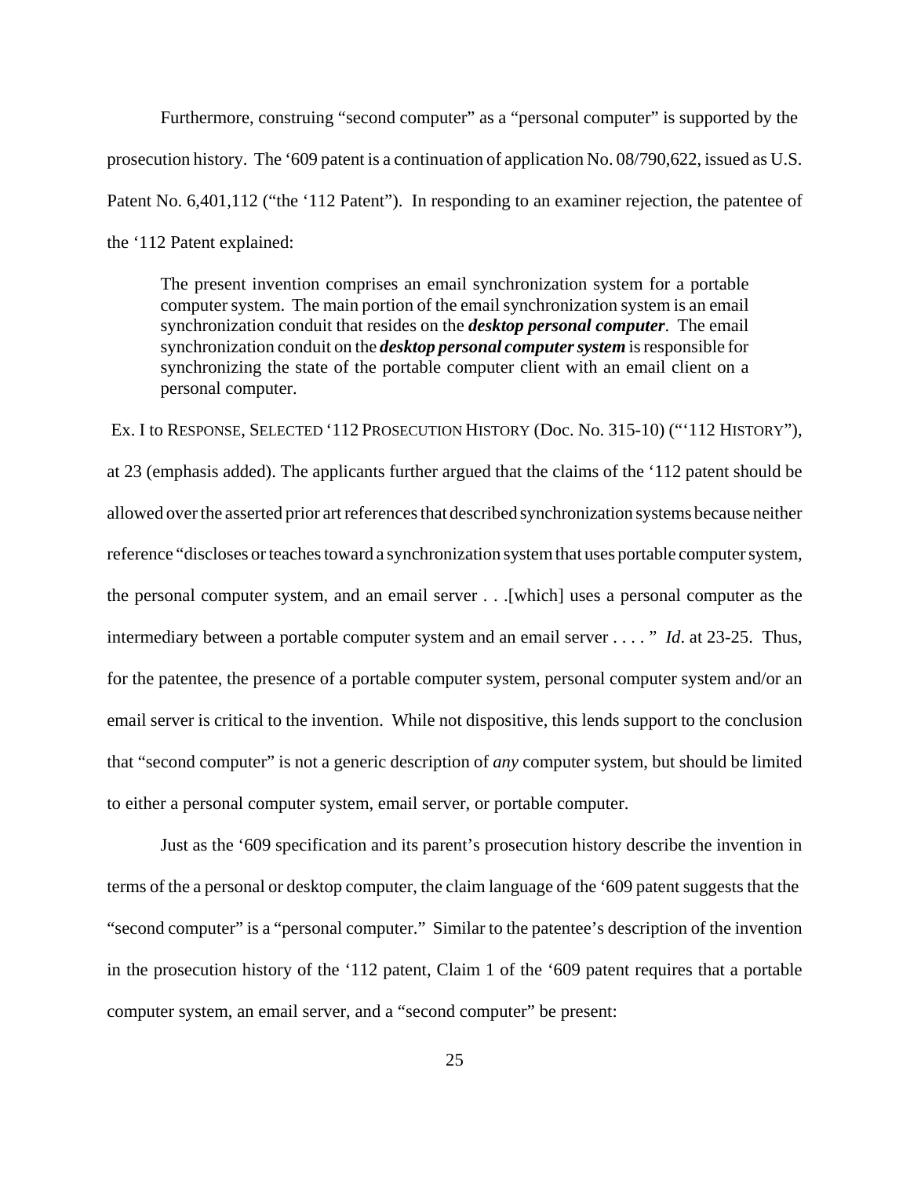Furthermore, construing "second computer" as a "personal computer" is supported by the prosecution history. The '609 patent is a continuation of application No. 08/790,622, issued as U.S. Patent No. 6,401,112 ("the '112 Patent"). In responding to an examiner rejection, the patentee of the '112 Patent explained:

> The present invention comprises an email synchronization system for a portable computer system. The main portion of the email synchronization system is an email synchronization conduit that resides on the ***desktop personal computer***. The email synchronization conduit on the ***desktop personal computer system*** is responsible for synchronizing the state of the portable computer client with an email client on a personal computer.

EX. I to RESPONSE, SELECTED '112 PROSECUTION HISTORY (Doc. No. 315-10) ("'112 HISTORY"), at 23 (emphasis added). The applicants further argued that the claims of the '112 patent should be allowed over the asserted prior art references that described synchronization systems because neither reference "discloses or teaches toward a synchronization system that uses portable computer system, the personal computer system, and an email server . . .[which] uses a personal computer as the intermediary between a portable computer system and an email server . . . . " *Id*. at 23-25. Thus, for the patentee, the presence of a portable computer system, personal computer system and/or an email server is critical to the invention. While not dispositive, this lends support to the conclusion that "second computer" is not a generic description of *any* computer system, but should be limited to either a personal computer system, email server, or portable computer.

Just as the '609 specification and its parent's prosecution history describe the invention in terms of the a personal or desktop computer, the claim language of the '609 patent suggests that the "second computer" is a "personal computer." Similar to the patentee's description of the invention in the prosecution history of the '112 patent, Claim 1 of the '609 patent requires that a portable computer system, an email server, and a "second computer" be present: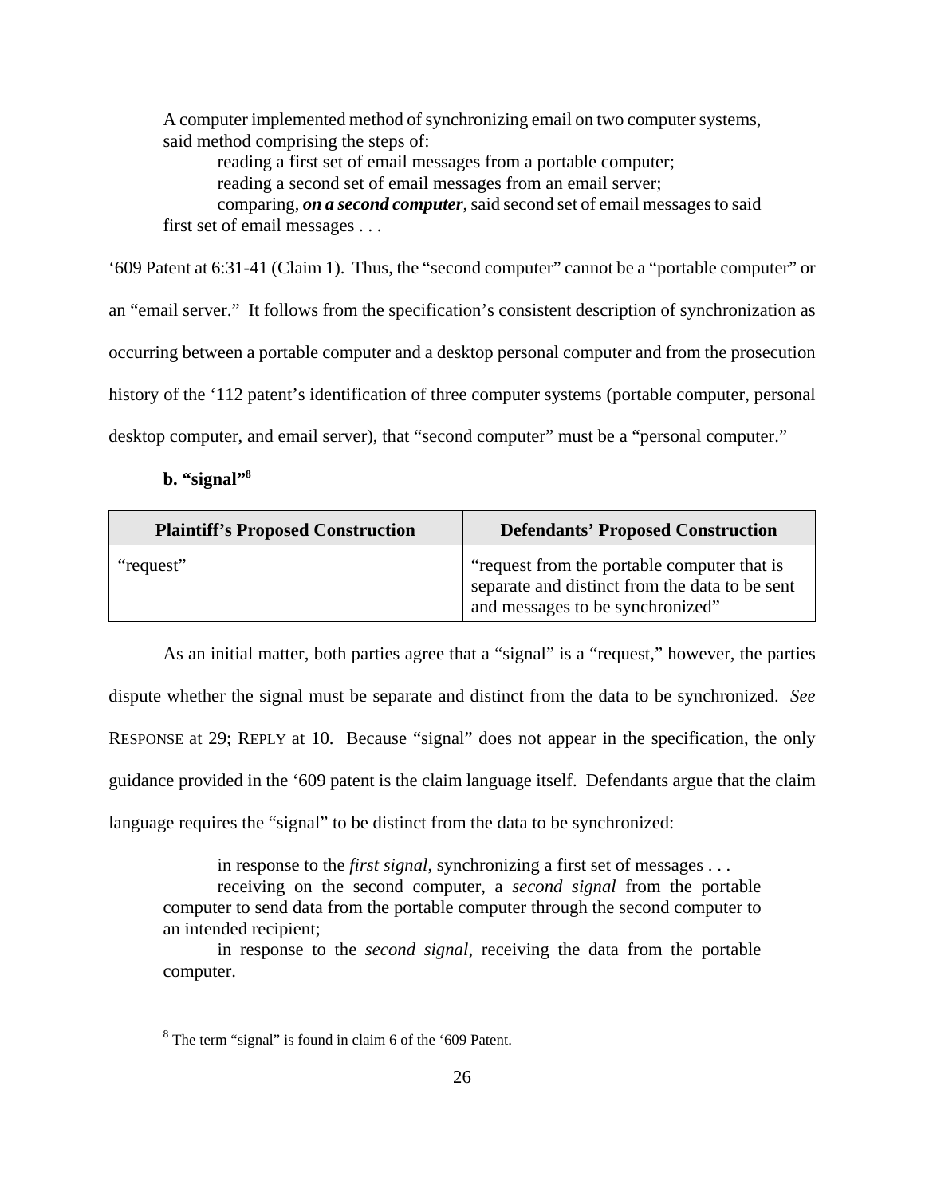> A computer implemented method of synchronizing email on two computer systems, said method comprising the steps of:
>
> reading a first set of email messages from a portable computer;
>
> reading a second set of email messages from an email server;
>
> comparing, ***on a second computer***, said second set of email messages to said first set of email messages . . .

'609 Patent at 6:31-41 (Claim 1). Thus, the "second computer" cannot be a "portable computer" or an "email server." It follows from the specification's consistent description of synchronization as occurring between a portable computer and a desktop personal computer and from the prosecution history of the '112 patent's identification of three computer systems (portable computer, personal desktop computer, and email server), that "second computer" must be a "personal computer."

**b. "signal"**[8]

| Plaintiff's Proposed Construction | Defendants' Proposed Construction |
| --- | --- |
| "request" | "request from the portable computer that is separate and distinct from the data to be sent and messages to be synchronized" |

As an initial matter, both parties agree that a "signal" is a "request," however, the parties dispute whether the signal must be separate and distinct from the data to be synchronized. *See* RESPONSE at 29; REPLY at 10. Because "signal" does not appear in the specification, the only guidance provided in the '609 patent is the claim language itself. Defendants argue that the claim language requires the "signal" to be distinct from the data to be synchronized:

> in response to the *first signal*, synchronizing a first set of messages . . .
>
> receiving on the second computer, a *second signal* from the portable computer to send data from the portable computer through the second computer to an intended recipient;
>
> in response to the *second signal*, receiving the data from the portable computer.

[8] The term "signal" is found in claim 6 of the '609 Patent.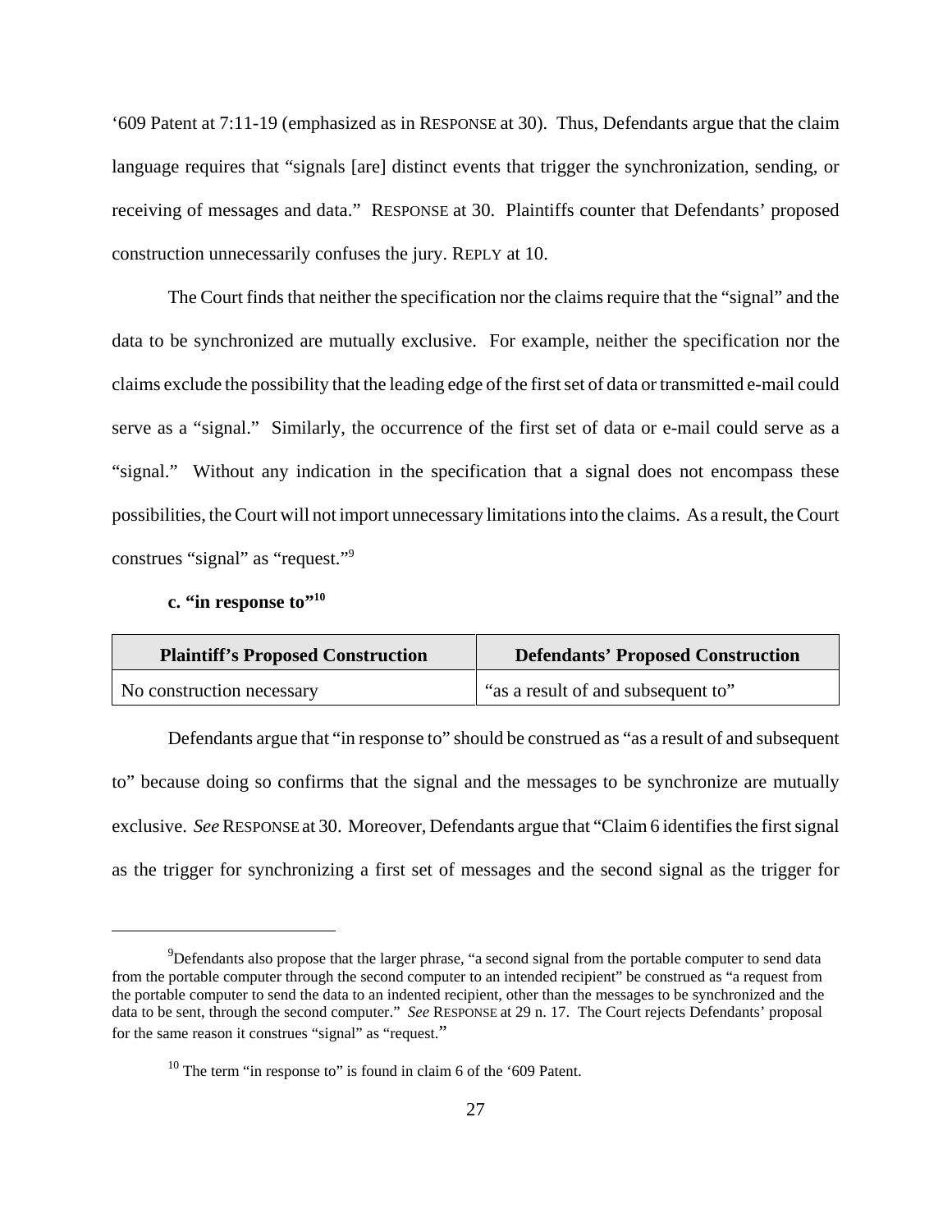'609 Patent at 7:11-19 (emphasized as in RESPONSE at 30). Thus, Defendants argue that the claim language requires that "signals [are] distinct events that trigger the synchronization, sending, or receiving of messages and data." RESPONSE at 30. Plaintiffs counter that Defendants' proposed construction unnecessarily confuses the jury. REPLY at 10.

The Court finds that neither the specification nor the claims require that the "signal" and the data to be synchronized are mutually exclusive. For example, neither the specification nor the claims exclude the possibility that the leading edge of the first set of data or transmitted e-mail could serve as a "signal." Similarly, the occurrence of the first set of data or e-mail could serve as a "signal." Without any indication in the specification that a signal does not encompass these possibilities, the Court will not import unnecessary limitations into the claims. As a result, the Court construes "signal" as "request."[9]

**c. "in response to"[10]**

| Plaintiff's Proposed Construction | Defendants' Proposed Construction |
|---|---|
| No construction necessary | "as a result of and subsequent to" |

Defendants argue that "in response to" should be construed as "as a result of and subsequent to" because doing so confirms that the signal and the messages to be synchronize are mutually exclusive. *See* RESPONSE at 30. Moreover, Defendants argue that "Claim 6 identifies the first signal as the trigger for synchronizing a first set of messages and the second signal as the trigger for

---

[9]Defendants also propose that the larger phrase, "a second signal from the portable computer to send data from the portable computer through the second computer to an intended recipient" be construed as "a request from the portable computer to send the data to an indented recipient, other than the messages to be synchronized and the data to be sent, through the second computer." *See* RESPONSE at 29 n. 17. The Court rejects Defendants' proposal for the same reason it construes "signal" as "request."

[10] The term "in response to" is found in claim 6 of the '609 Patent.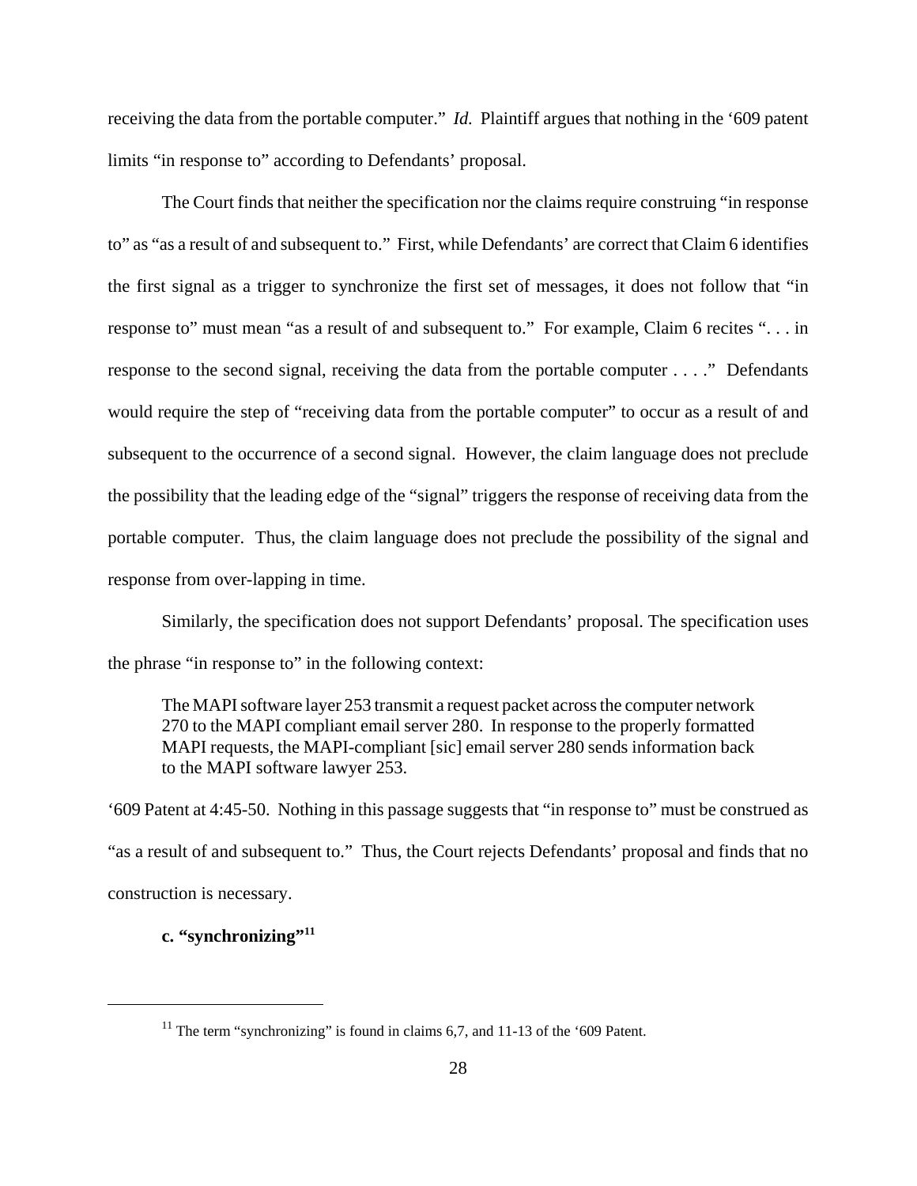receiving the data from the portable computer." *Id.* Plaintiff argues that nothing in the '609 patent limits "in response to" according to Defendants' proposal.

The Court finds that neither the specification nor the claims require construing "in response to" as "as a result of and subsequent to." First, while Defendants' are correct that Claim 6 identifies the first signal as a trigger to synchronize the first set of messages, it does not follow that "in response to" must mean "as a result of and subsequent to." For example, Claim 6 recites ". . . in response to the second signal, receiving the data from the portable computer . . . ." Defendants would require the step of "receiving data from the portable computer" to occur as a result of and subsequent to the occurrence of a second signal. However, the claim language does not preclude the possibility that the leading edge of the "signal" triggers the response of receiving data from the portable computer. Thus, the claim language does not preclude the possibility of the signal and response from over-lapping in time.

Similarly, the specification does not support Defendants' proposal. The specification uses the phrase "in response to" in the following context:

> The MAPI software layer 253 transmit a request packet across the computer network 270 to the MAPI compliant email server 280. In response to the properly formatted MAPI requests, the MAPI-compliant [sic] email server 280 sends information back to the MAPI software lawyer 253.

'609 Patent at 4:45-50. Nothing in this passage suggests that "in response to" must be construed as "as a result of and subsequent to." Thus, the Court rejects Defendants' proposal and finds that no construction is necessary.

**c. "synchronizing"[11]**

[11] The term "synchronizing" is found in claims 6,7, and 11-13 of the '609 Patent.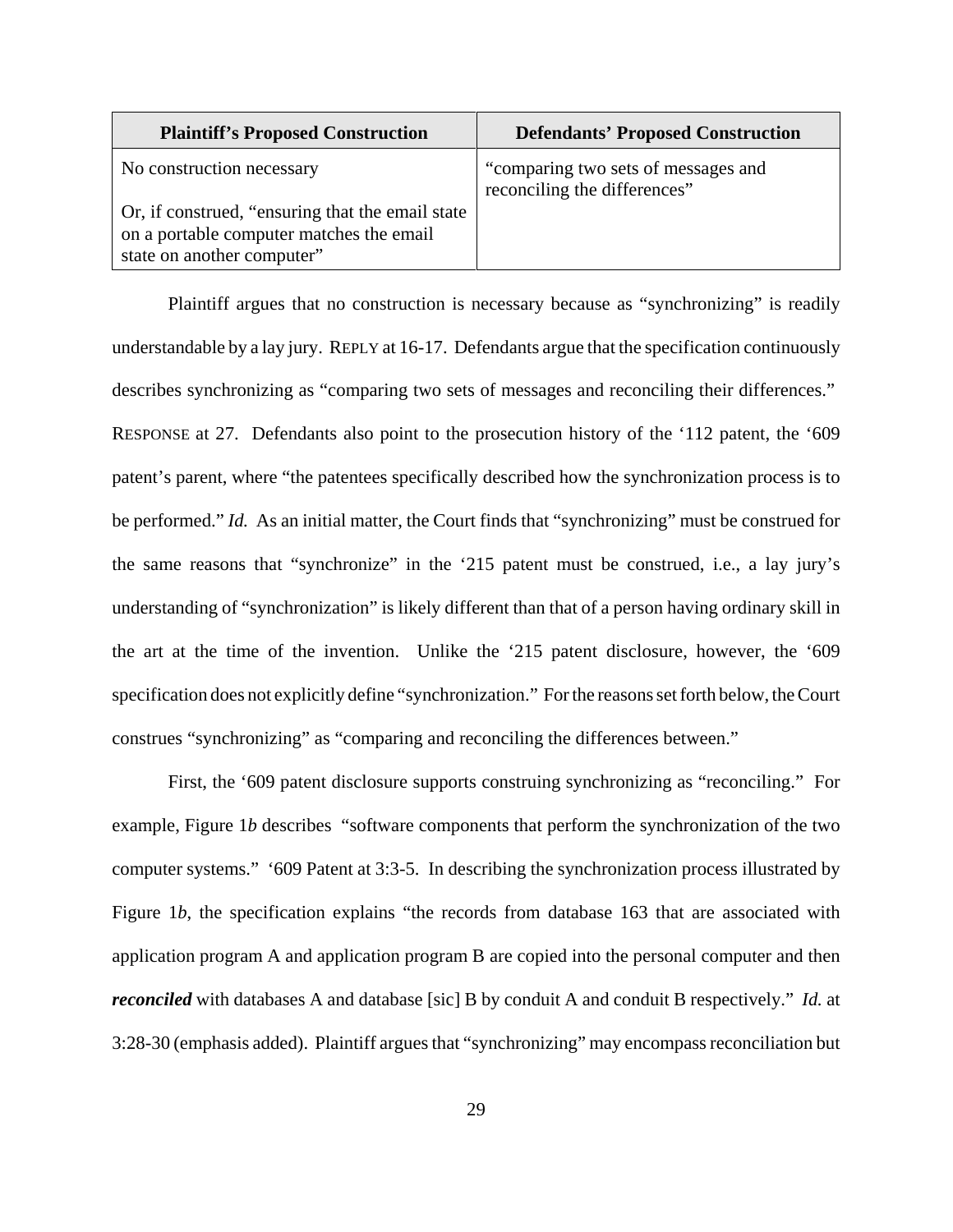| Plaintiff's Proposed Construction | Defendants' Proposed Construction |
| --- | --- |
| No construction necessary<br><br>Or, if construed, "ensuring that the email state on a portable computer matches the email state on another computer" | "comparing two sets of messages and reconciling the differences" |

Plaintiff argues that no construction is necessary because as "synchronizing" is readily understandable by a lay jury. REPLY at 16-17. Defendants argue that the specification continuously describes synchronizing as "comparing two sets of messages and reconciling their differences." RESPONSE at 27. Defendants also point to the prosecution history of the '112 patent, the '609 patent's parent, where "the patentees specifically described how the synchronization process is to be performed." *Id.* As an initial matter, the Court finds that "synchronizing" must be construed for the same reasons that "synchronize" in the '215 patent must be construed, i.e., a lay jury's understanding of "synchronization" is likely different than that of a person having ordinary skill in the art at the time of the invention. Unlike the '215 patent disclosure, however, the '609 specification does not explicitly define "synchronization." For the reasons set forth below, the Court construes "synchronizing" as "comparing and reconciling the differences between."

First, the '609 patent disclosure supports construing synchronizing as "reconciling." For example, Figure 1*b* describes "software components that perform the synchronization of the two computer systems." '609 Patent at 3:3-5. In describing the synchronization process illustrated by Figure 1*b*, the specification explains "the records from database 163 that are associated with application program A and application program B are copied into the personal computer and then ***reconciled*** with databases A and database [sic] B by conduit A and conduit B respectively." *Id.* at 3:28-30 (emphasis added). Plaintiff argues that "synchronizing" may encompass reconciliation but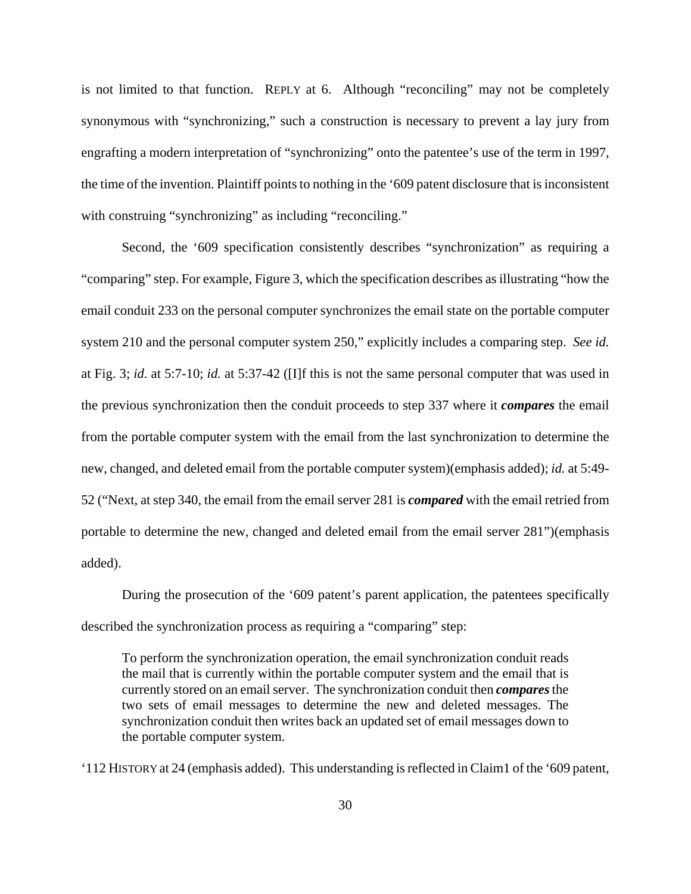is not limited to that function. REPLY at 6. Although "reconciling" may not be completely synonymous with "synchronizing," such a construction is necessary to prevent a lay jury from engrafting a modern interpretation of "synchronizing" onto the patentee's use of the term in 1997, the time of the invention. Plaintiff points to nothing in the '609 patent disclosure that is inconsistent with construing "synchronizing" as including "reconciling."

Second, the '609 specification consistently describes "synchronization" as requiring a "comparing" step. For example, Figure 3, which the specification describes as illustrating "how the email conduit 233 on the personal computer synchronizes the email state on the portable computer system 210 and the personal computer system 250," explicitly includes a comparing step. *See id.* at Fig. 3; *id.* at 5:7-10; *id.* at 5:37-42 ([I]f this is not the same personal computer that was used in the previous synchronization then the conduit proceeds to step 337 where it ***compares*** the email from the portable computer system with the email from the last synchronization to determine the new, changed, and deleted email from the portable computer system)(emphasis added); *id.* at 5:49-52 ("Next, at step 340, the email from the email server 281 is ***compared*** with the email retried from portable to determine the new, changed and deleted email from the email server 281")(emphasis added).

During the prosecution of the '609 patent's parent application, the patentees specifically described the synchronization process as requiring a "comparing" step:

> To perform the synchronization operation, the email synchronization conduit reads the mail that is currently within the portable computer system and the email that is currently stored on an email server. The synchronization conduit then ***compares*** the two sets of email messages to determine the new and deleted messages. The synchronization conduit then writes back an updated set of email messages down to the portable computer system.

'112 HISTORY at 24 (emphasis added). This understanding is reflected in Claim1 of the '609 patent,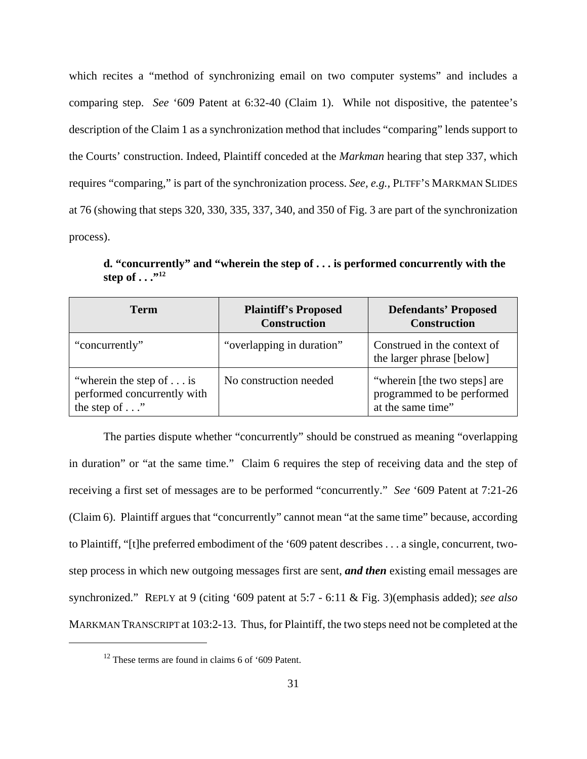which recites a "method of synchronizing email on two computer systems" and includes a comparing step. *See* '609 Patent at 6:32-40 (Claim 1). While not dispositive, the patentee's description of the Claim 1 as a synchronization method that includes "comparing" lends support to the Courts' construction. Indeed, Plaintiff conceded at the *Markman* hearing that step 337, which requires "comparing," is part of the synchronization process. *See, e.g.*, PLTFF'S MARKMAN SLIDES at 76 (showing that steps 320, 330, 335, 337, 340, and 350 of Fig. 3 are part of the synchronization process).

**d. "concurrently" and "wherein the step of . . . is performed concurrently with the step of . . ."[12]**

| Term | Plaintiff's Proposed Construction | Defendants' Proposed Construction |
|---|---|---|
| "concurrently" | "overlapping in duration" | Construed in the context of the larger phrase [below] |
| "wherein the step of . . . is performed concurrently with the step of . . ." | No construction needed | "wherein [the two steps] are programmed to be performed at the same time" |

The parties dispute whether "concurrently" should be construed as meaning "overlapping in duration" or "at the same time." Claim 6 requires the step of receiving data and the step of receiving a first set of messages are to be performed "concurrently." *See* '609 Patent at 7:21-26 (Claim 6). Plaintiff argues that "concurrently" cannot mean "at the same time" because, according to Plaintiff, "[t]he preferred embodiment of the '609 patent describes . . . a single, concurrent, two-step process in which new outgoing messages first are sent, ***and then*** existing email messages are synchronized." REPLY at 9 (citing '609 patent at 5:7 - 6:11 & Fig. 3)(emphasis added); *see also* MARKMAN TRANSCRIPT at 103:2-13. Thus, for Plaintiff, the two steps need not be completed at the

[12] These terms are found in claims 6 of '609 Patent.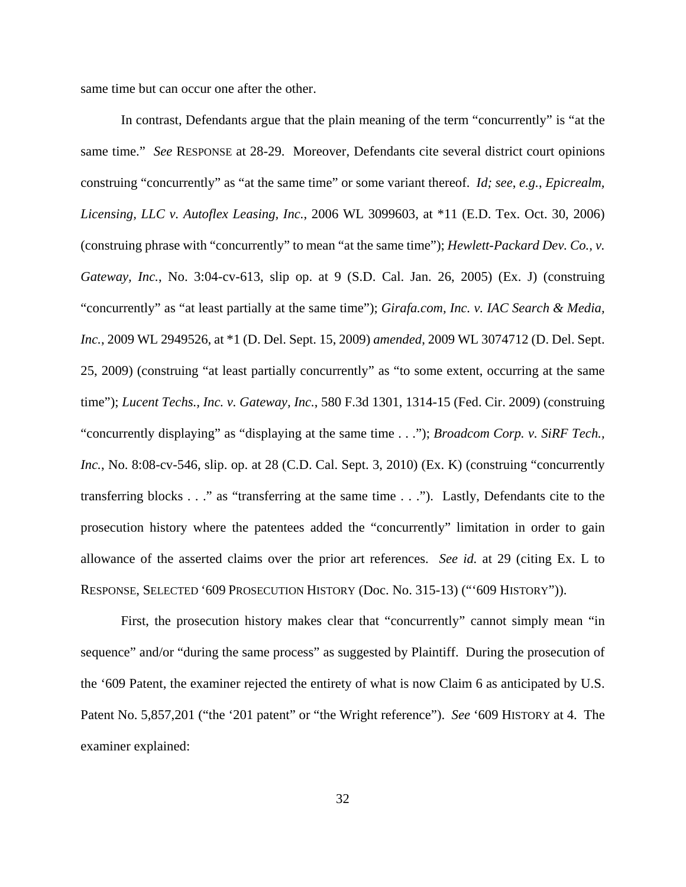same time but can occur one after the other.

In contrast, Defendants argue that the plain meaning of the term "concurrently" is "at the same time." *See* RESPONSE at 28-29. Moreover, Defendants cite several district court opinions construing "concurrently" as "at the same time" or some variant thereof. *Id; see, e.g.*, *Epicrealm, Licensing, LLC v. Autoflex Leasing, Inc.*, 2006 WL 3099603, at *11 (E.D. Tex. Oct. 30, 2006) (construing phrase with "concurrently" to mean "at the same time"); *Hewlett-Packard Dev. Co., v. Gateway, Inc.*, No. 3:04-cv-613, slip op. at 9 (S.D. Cal. Jan. 26, 2005) (Ex. J) (construing "concurrently" as "at least partially at the same time"); *Girafa.com, Inc. v. IAC Search & Media, Inc.*, 2009 WL 2949526, at *1 (D. Del. Sept. 15, 2009) *amended*, 2009 WL 3074712 (D. Del. Sept. 25, 2009) (construing "at least partially concurrently" as "to some extent, occurring at the same time"); *Lucent Techs., Inc. v. Gateway, Inc.*, 580 F.3d 1301, 1314-15 (Fed. Cir. 2009) (construing "concurrently displaying" as "displaying at the same time . . ."); *Broadcom Corp. v. SiRF Tech., Inc.*, No. 8:08-cv-546, slip. op. at 28 (C.D. Cal. Sept. 3, 2010) (Ex. K) (construing "concurrently transferring blocks . . ." as "transferring at the same time . . ."). Lastly, Defendants cite to the prosecution history where the patentees added the "concurrently" limitation in order to gain allowance of the asserted claims over the prior art references. *See id.* at 29 (citing Ex. L to RESPONSE, SELECTED '609 PROSECUTION HISTORY (Doc. No. 315-13) ("'609 HISTORY")).

First, the prosecution history makes clear that "concurrently" cannot simply mean "in sequence" and/or "during the same process" as suggested by Plaintiff. During the prosecution of the '609 Patent, the examiner rejected the entirety of what is now Claim 6 as anticipated by U.S. Patent No. 5,857,201 ("the '201 patent" or "the Wright reference"). *See* '609 HISTORY at 4. The examiner explained: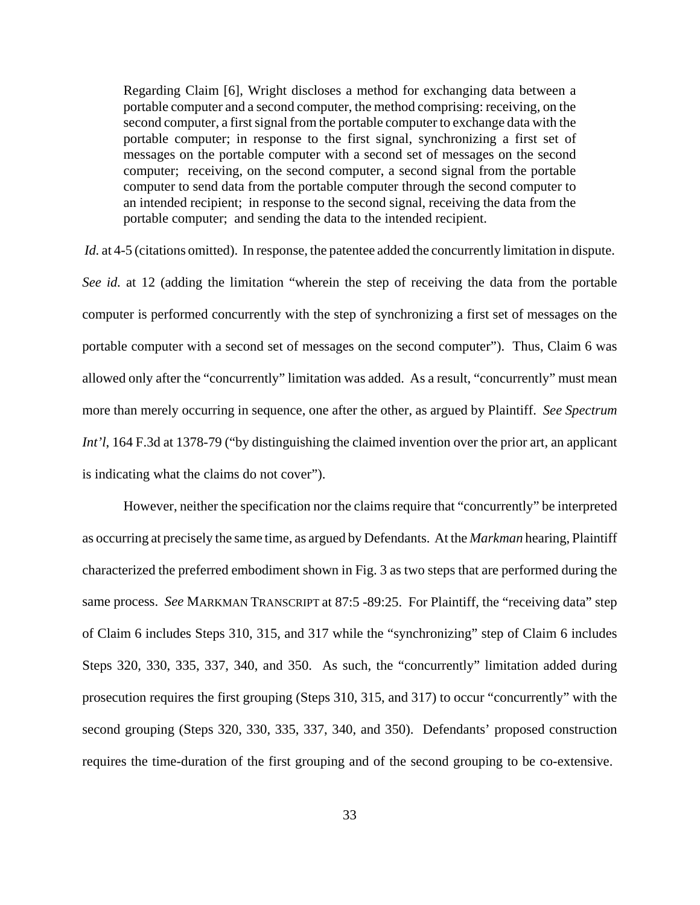> Regarding Claim [6], Wright discloses a method for exchanging data between a portable computer and a second computer, the method comprising: receiving, on the second computer, a first signal from the portable computer to exchange data with the portable computer; in response to the first signal, synchronizing a first set of messages on the portable computer with a second set of messages on the second computer; receiving, on the second computer, a second signal from the portable computer to send data from the portable computer through the second computer to an intended recipient; in response to the second signal, receiving the data from the portable computer; and sending the data to the intended recipient.

*Id.* at 4-5 (citations omitted). In response, the patentee added the concurrently limitation in dispute. *See id.* at 12 (adding the limitation "wherein the step of receiving the data from the portable computer is performed concurrently with the step of synchronizing a first set of messages on the portable computer with a second set of messages on the second computer"). Thus, Claim 6 was allowed only after the "concurrently" limitation was added. As a result, "concurrently" must mean more than merely occurring in sequence, one after the other, as argued by Plaintiff. *See Spectrum Int'l*, 164 F.3d at 1378-79 ("by distinguishing the claimed invention over the prior art, an applicant is indicating what the claims do not cover").

However, neither the specification nor the claims require that "concurrently" be interpreted as occurring at precisely the same time, as argued by Defendants. At the *Markman* hearing, Plaintiff characterized the preferred embodiment shown in Fig. 3 as two steps that are performed during the same process. *See* MARKMAN TRANSCRIPT at 87:5 -89:25. For Plaintiff, the "receiving data" step of Claim 6 includes Steps 310, 315, and 317 while the "synchronizing" step of Claim 6 includes Steps 320, 330, 335, 337, 340, and 350. As such, the "concurrently" limitation added during prosecution requires the first grouping (Steps 310, 315, and 317) to occur "concurrently" with the second grouping (Steps 320, 330, 335, 337, 340, and 350). Defendants' proposed construction requires the time-duration of the first grouping and of the second grouping to be co-extensive.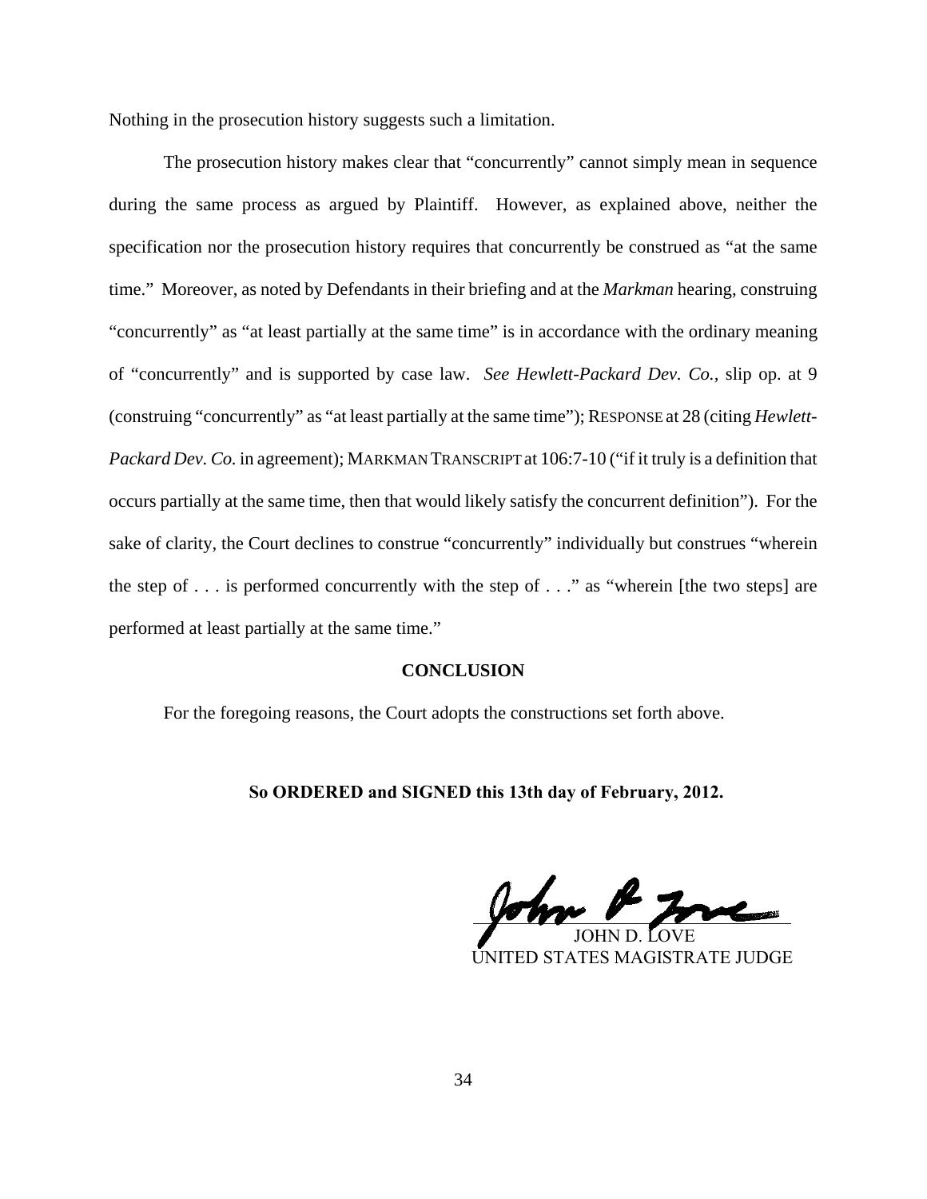Nothing in the prosecution history suggests such a limitation.

The prosecution history makes clear that "concurrently" cannot simply mean in sequence during the same process as argued by Plaintiff. However, as explained above, neither the specification nor the prosecution history requires that concurrently be construed as "at the same time." Moreover, as noted by Defendants in their briefing and at the *Markman* hearing, construing "concurrently" as "at least partially at the same time" is in accordance with the ordinary meaning of "concurrently" and is supported by case law. *See Hewlett-Packard Dev. Co.*, slip op. at 9 (construing "concurrently" as "at least partially at the same time"); RESPONSE at 28 (citing *Hewlett-Packard Dev. Co.* in agreement); MARKMAN TRANSCRIPT at 106:7-10 ("if it truly is a definition that occurs partially at the same time, then that would likely satisfy the concurrent definition"). For the sake of clarity, the Court declines to construe "concurrently" individually but construes "wherein the step of . . . is performed concurrently with the step of . . ." as "wherein [the two steps] are performed at least partially at the same time."

## CONCLUSION

For the foregoing reasons, the Court adopts the constructions set forth above.

**So ORDERED and SIGNED this 13th day of February, 2012.**

JOHN D. LOVE
UNITED STATES MAGISTRATE JUDGE